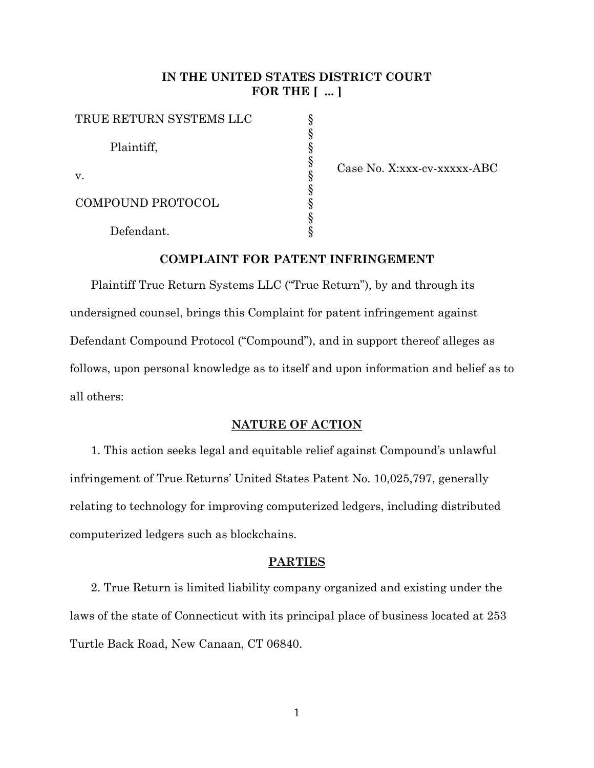**IN THE UNITED STATES DISTRICT COURT**
**FOR THE [ ... ]**

| | | |
|---|---|---|
| TRUE RETURN SYSTEMS LLC | § | |
| | § | |
| Plaintiff, | § | |
| | § | Case No. X:xxx-cv-xxxxx-ABC |
| v. | § | |
| | § | |
| COMPOUND PROTOCOL | § | |
| | § | |
| Defendant. | § | |

**COMPLAINT FOR PATENT INFRINGEMENT**

Plaintiff True Return Systems LLC ("True Return"), by and through its undersigned counsel, brings this Complaint for patent infringement against Defendant Compound Protocol ("Compound"), and in support thereof alleges as follows, upon personal knowledge as to itself and upon information and belief as to all others:

**NATURE OF ACTION**

1. This action seeks legal and equitable relief against Compound's unlawful infringement of True Returns' United States Patent No. 10,025,797, generally relating to technology for improving computerized ledgers, including distributed computerized ledgers such as blockchains.

**PARTIES**

2. True Return is limited liability company organized and existing under the laws of the state of Connecticut with its principal place of business located at 253 Turtle Back Road, New Canaan, CT 06840.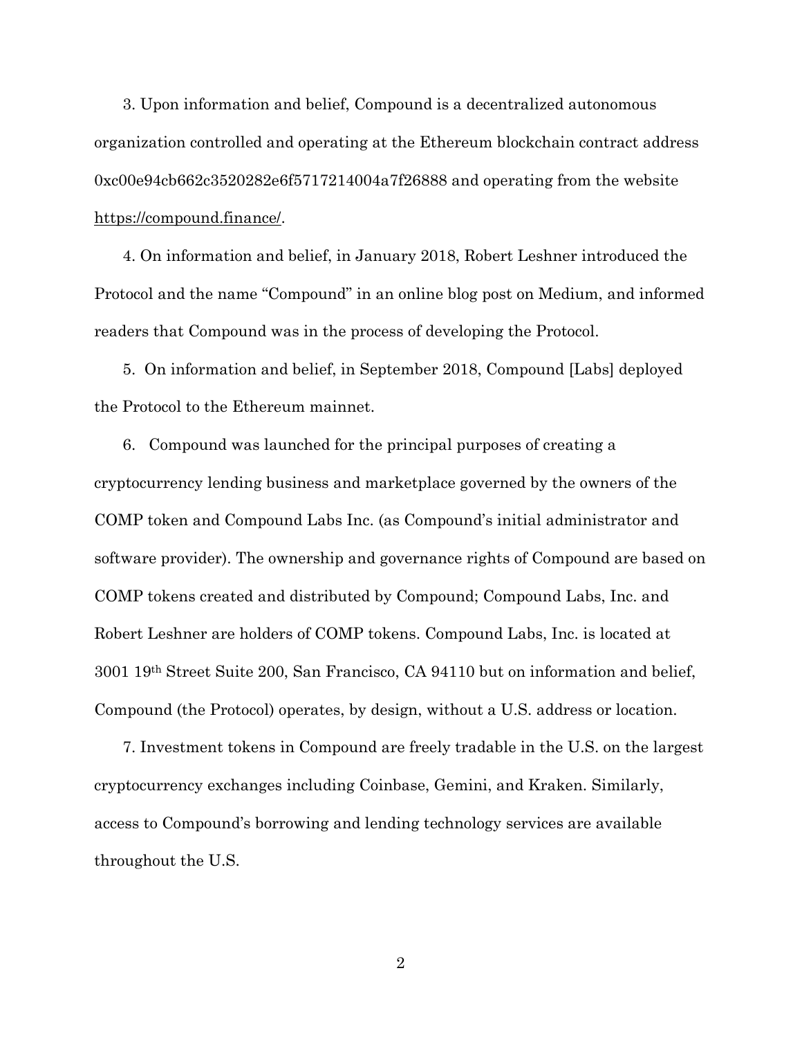3. Upon information and belief, Compound is a decentralized autonomous organization controlled and operating at the Ethereum blockchain contract address 0xc00e94cb662c3520282e6f5717214004a7f26888 and operating from the website https://compound.finance/.

4. On information and belief, in January 2018, Robert Leshner introduced the Protocol and the name "Compound" in an online blog post on Medium, and informed readers that Compound was in the process of developing the Protocol.

5. On information and belief, in September 2018, Compound [Labs] deployed the Protocol to the Ethereum mainnet.

6. Compound was launched for the principal purposes of creating a cryptocurrency lending business and marketplace governed by the owners of the COMP token and Compound Labs Inc. (as Compound's initial administrator and software provider). The ownership and governance rights of Compound are based on COMP tokens created and distributed by Compound; Compound Labs, Inc. and Robert Leshner are holders of COMP tokens. Compound Labs, Inc. is located at 3001 19th Street Suite 200, San Francisco, CA 94110 but on information and belief, Compound (the Protocol) operates, by design, without a U.S. address or location.

7. Investment tokens in Compound are freely tradable in the U.S. on the largest cryptocurrency exchanges including Coinbase, Gemini, and Kraken. Similarly, access to Compound's borrowing and lending technology services are available throughout the U.S.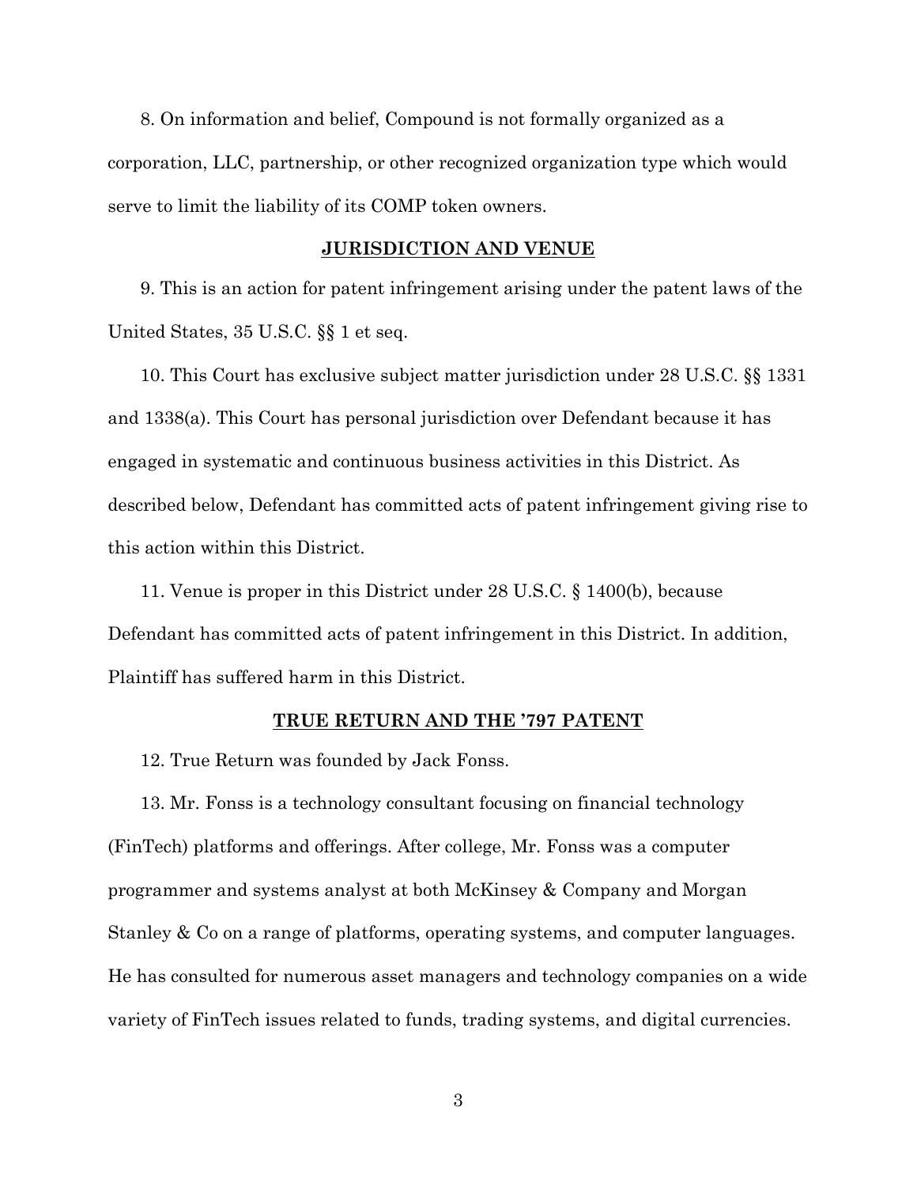8. On information and belief, Compound is not formally organized as a corporation, LLC, partnership, or other recognized organization type which would serve to limit the liability of its COMP token owners.

## JURISDICTION AND VENUE

9. This is an action for patent infringement arising under the patent laws of the United States, 35 U.S.C. §§ 1 et seq.

10. This Court has exclusive subject matter jurisdiction under 28 U.S.C. §§ 1331 and 1338(a). This Court has personal jurisdiction over Defendant because it has engaged in systematic and continuous business activities in this District. As described below, Defendant has committed acts of patent infringement giving rise to this action within this District.

11. Venue is proper in this District under 28 U.S.C. § 1400(b), because Defendant has committed acts of patent infringement in this District. In addition, Plaintiff has suffered harm in this District.

## TRUE RETURN AND THE '797 PATENT

12. True Return was founded by Jack Fonss.

13. Mr. Fonss is a technology consultant focusing on financial technology (FinTech) platforms and offerings. After college, Mr. Fonss was a computer programmer and systems analyst at both McKinsey & Company and Morgan Stanley & Co on a range of platforms, operating systems, and computer languages. He has consulted for numerous asset managers and technology companies on a wide variety of FinTech issues related to funds, trading systems, and digital currencies.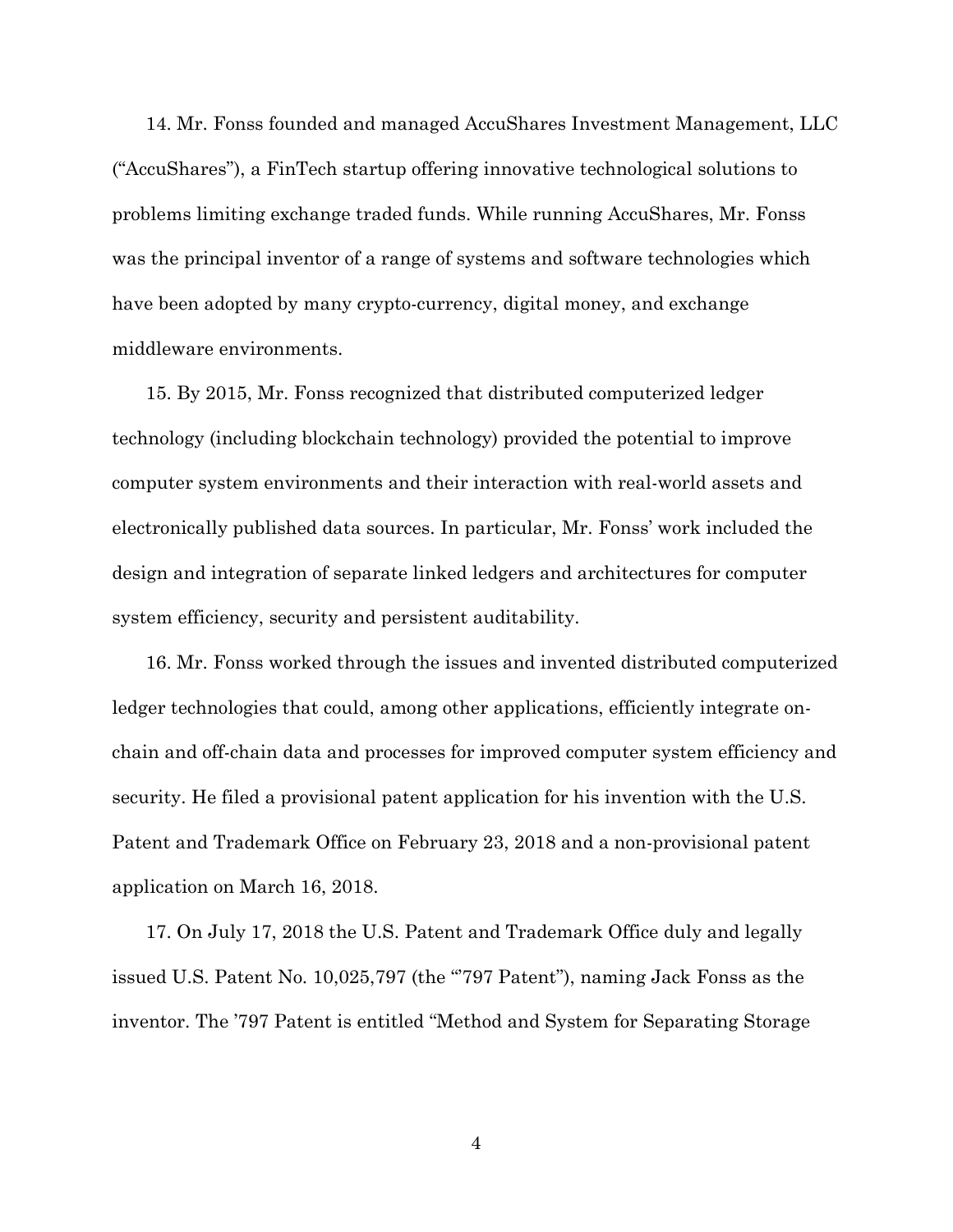14. Mr. Fonss founded and managed AccuShares Investment Management, LLC ("AccuShares"), a FinTech startup offering innovative technological solutions to problems limiting exchange traded funds. While running AccuShares, Mr. Fonss was the principal inventor of a range of systems and software technologies which have been adopted by many crypto-currency, digital money, and exchange middleware environments.

15. By 2015, Mr. Fonss recognized that distributed computerized ledger technology (including blockchain technology) provided the potential to improve computer system environments and their interaction with real-world assets and electronically published data sources. In particular, Mr. Fonss' work included the design and integration of separate linked ledgers and architectures for computer system efficiency, security and persistent auditability.

16. Mr. Fonss worked through the issues and invented distributed computerized ledger technologies that could, among other applications, efficiently integrate on-chain and off-chain data and processes for improved computer system efficiency and security. He filed a provisional patent application for his invention with the U.S. Patent and Trademark Office on February 23, 2018 and a non-provisional patent application on March 16, 2018.

17. On July 17, 2018 the U.S. Patent and Trademark Office duly and legally issued U.S. Patent No. 10,025,797 (the "'797 Patent"), naming Jack Fonss as the inventor. The '797 Patent is entitled "Method and System for Separating Storage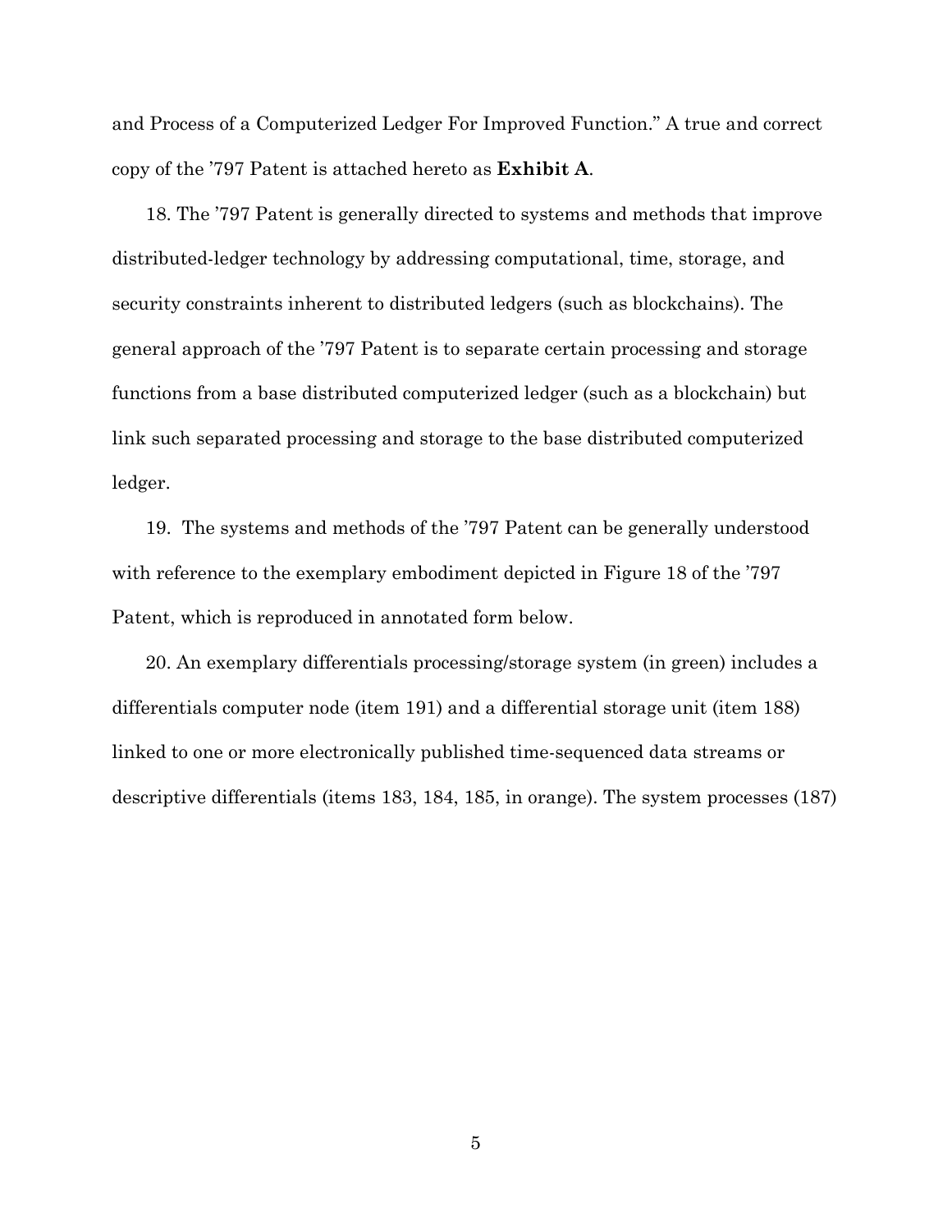and Process of a Computerized Ledger For Improved Function." A true and correct copy of the '797 Patent is attached hereto as **Exhibit A**.

18. The '797 Patent is generally directed to systems and methods that improve distributed-ledger technology by addressing computational, time, storage, and security constraints inherent to distributed ledgers (such as blockchains). The general approach of the '797 Patent is to separate certain processing and storage functions from a base distributed computerized ledger (such as a blockchain) but link such separated processing and storage to the base distributed computerized ledger.

19. The systems and methods of the '797 Patent can be generally understood with reference to the exemplary embodiment depicted in Figure 18 of the '797 Patent, which is reproduced in annotated form below.

20. An exemplary differentials processing/storage system (in green) includes a differentials computer node (item 191) and a differential storage unit (item 188) linked to one or more electronically published time-sequenced data streams or descriptive differentials (items 183, 184, 185, in orange). The system processes (187)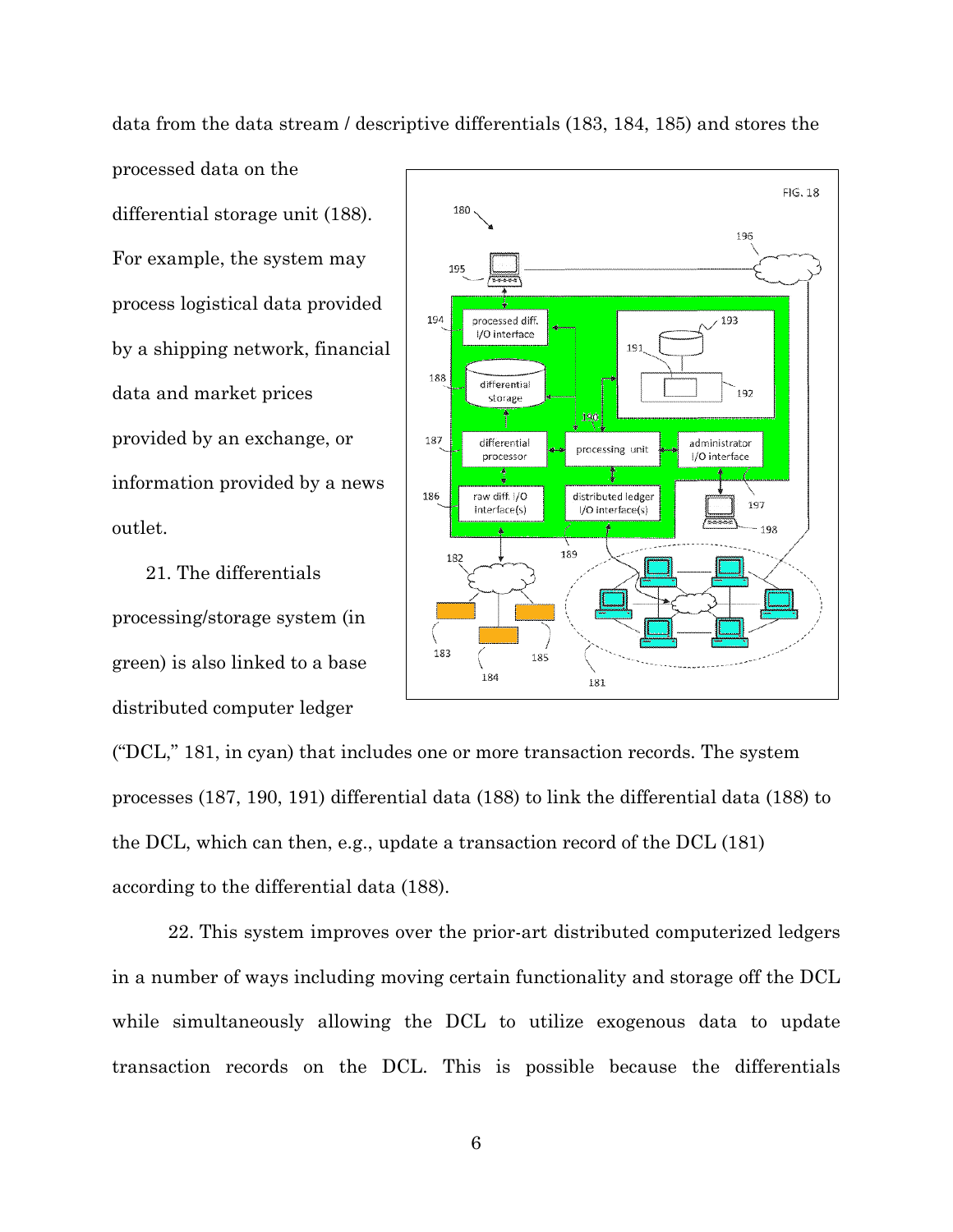data from the data stream / descriptive differentials (183, 184, 185) and stores the processed data on the differential storage unit (188). For example, the system may process logistical data provided by a shipping network, financial data and market prices provided by an exchange, or information provided by a news outlet.

21. The differentials processing/storage system (in green) is also linked to a base distributed computer ledger ("DCL," 181, in cyan) that includes one or more transaction records. The system processes (187, 190, 191) differential data (188) to link the differential data (188) to the DCL, which can then, e.g., update a transaction record of the DCL (181) according to the differential data (188).

22. This system improves over the prior-art distributed computerized ledgers in a number of ways including moving certain functionality and storage off the DCL while simultaneously allowing the DCL to utilize exogenous data to update transaction records on the DCL. This is possible because the differentials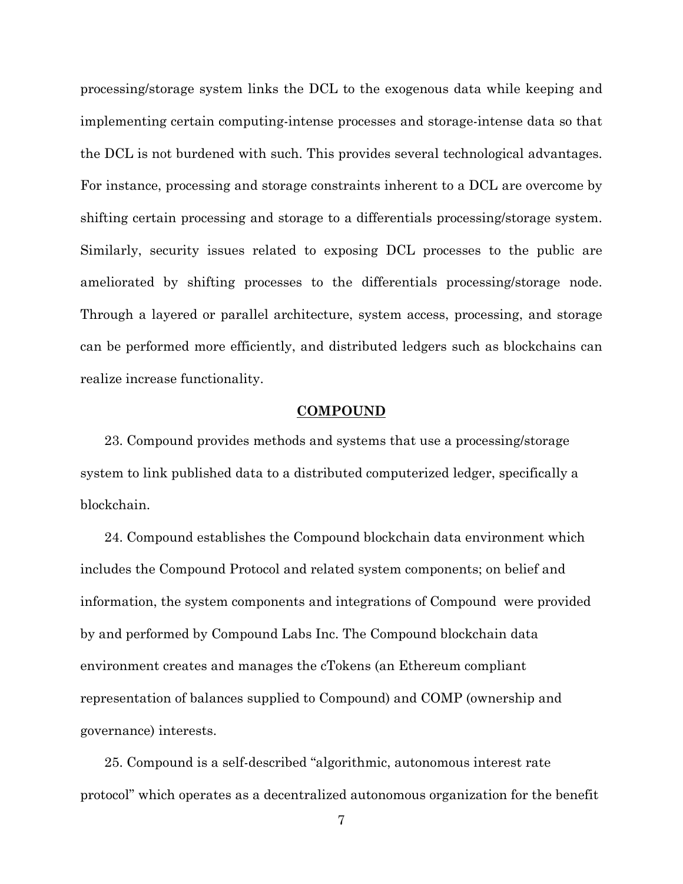processing/storage system links the DCL to the exogenous data while keeping and implementing certain computing-intense processes and storage-intense data so that the DCL is not burdened with such. This provides several technological advantages. For instance, processing and storage constraints inherent to a DCL are overcome by shifting certain processing and storage to a differentials processing/storage system. Similarly, security issues related to exposing DCL processes to the public are ameliorated by shifting processes to the differentials processing/storage node. Through a layered or parallel architecture, system access, processing, and storage can be performed more efficiently, and distributed ledgers such as blockchains can realize increase functionality.

## COMPOUND

23. Compound provides methods and systems that use a processing/storage system to link published data to a distributed computerized ledger, specifically a blockchain.

24. Compound establishes the Compound blockchain data environment which includes the Compound Protocol and related system components; on belief and information, the system components and integrations of Compound were provided by and performed by Compound Labs Inc. The Compound blockchain data environment creates and manages the cTokens (an Ethereum compliant representation of balances supplied to Compound) and COMP (ownership and governance) interests.

25. Compound is a self-described "algorithmic, autonomous interest rate protocol" which operates as a decentralized autonomous organization for the benefit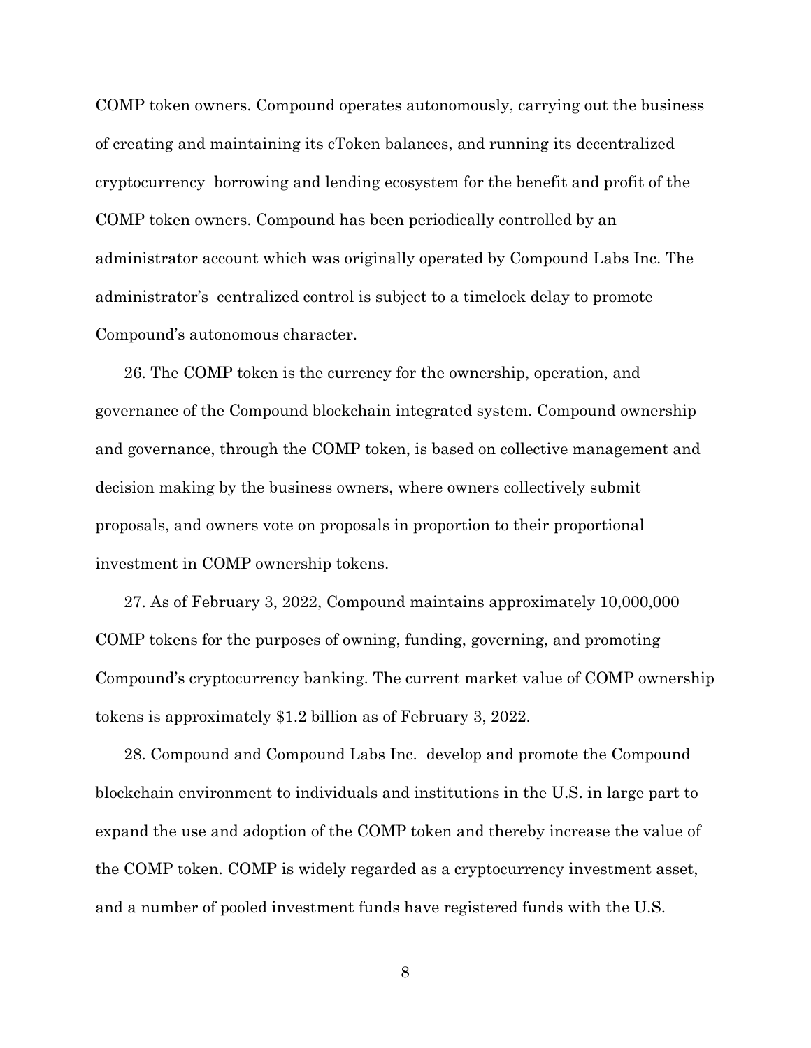COMP token owners. Compound operates autonomously, carrying out the business of creating and maintaining its cToken balances, and running its decentralized cryptocurrency borrowing and lending ecosystem for the benefit and profit of the COMP token owners. Compound has been periodically controlled by an administrator account which was originally operated by Compound Labs Inc. The administrator's centralized control is subject to a timelock delay to promote Compound's autonomous character.

26. The COMP token is the currency for the ownership, operation, and governance of the Compound blockchain integrated system. Compound ownership and governance, through the COMP token, is based on collective management and decision making by the business owners, where owners collectively submit proposals, and owners vote on proposals in proportion to their proportional investment in COMP ownership tokens.

27. As of February 3, 2022, Compound maintains approximately 10,000,000 COMP tokens for the purposes of owning, funding, governing, and promoting Compound's cryptocurrency banking. The current market value of COMP ownership tokens is approximately $1.2 billion as of February 3, 2022.

28. Compound and Compound Labs Inc. develop and promote the Compound blockchain environment to individuals and institutions in the U.S. in large part to expand the use and adoption of the COMP token and thereby increase the value of the COMP token. COMP is widely regarded as a cryptocurrency investment asset, and a number of pooled investment funds have registered funds with the U.S.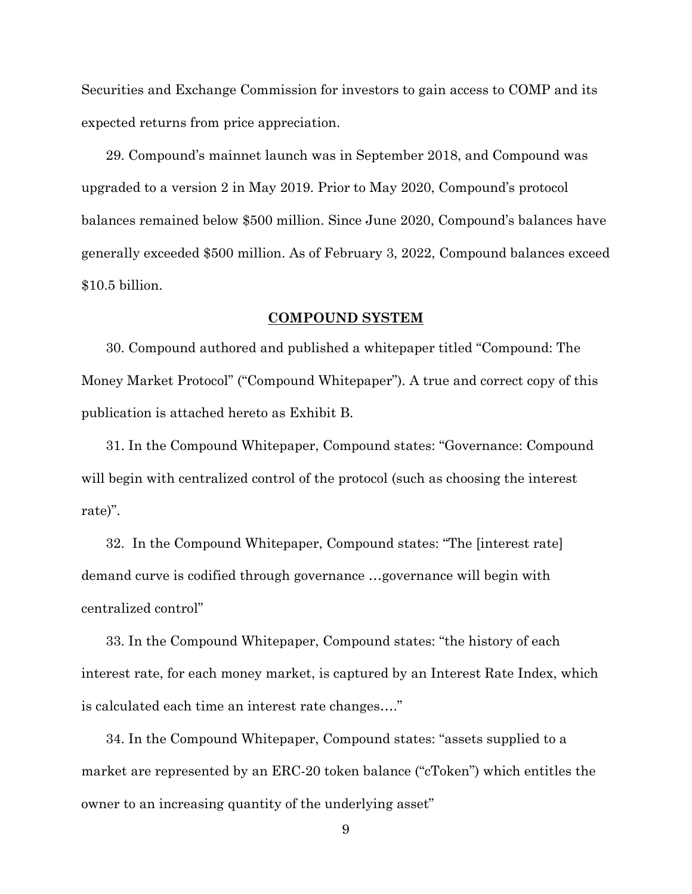Securities and Exchange Commission for investors to gain access to COMP and its expected returns from price appreciation.

29. Compound's mainnet launch was in September 2018, and Compound was upgraded to a version 2 in May 2019. Prior to May 2020, Compound's protocol balances remained below $500 million. Since June 2020, Compound's balances have generally exceeded $500 million. As of February 3, 2022, Compound balances exceed $10.5 billion.

## COMPOUND SYSTEM

30. Compound authored and published a whitepaper titled "Compound: The Money Market Protocol" ("Compound Whitepaper"). A true and correct copy of this publication is attached hereto as Exhibit B.

31. In the Compound Whitepaper, Compound states: "Governance: Compound will begin with centralized control of the protocol (such as choosing the interest rate)".

32. In the Compound Whitepaper, Compound states: "The [interest rate] demand curve is codified through governance …governance will begin with centralized control"

33. In the Compound Whitepaper, Compound states: "the history of each interest rate, for each money market, is captured by an Interest Rate Index, which is calculated each time an interest rate changes…."

34. In the Compound Whitepaper, Compound states: "assets supplied to a market are represented by an ERC-20 token balance ("cToken") which entitles the owner to an increasing quantity of the underlying asset"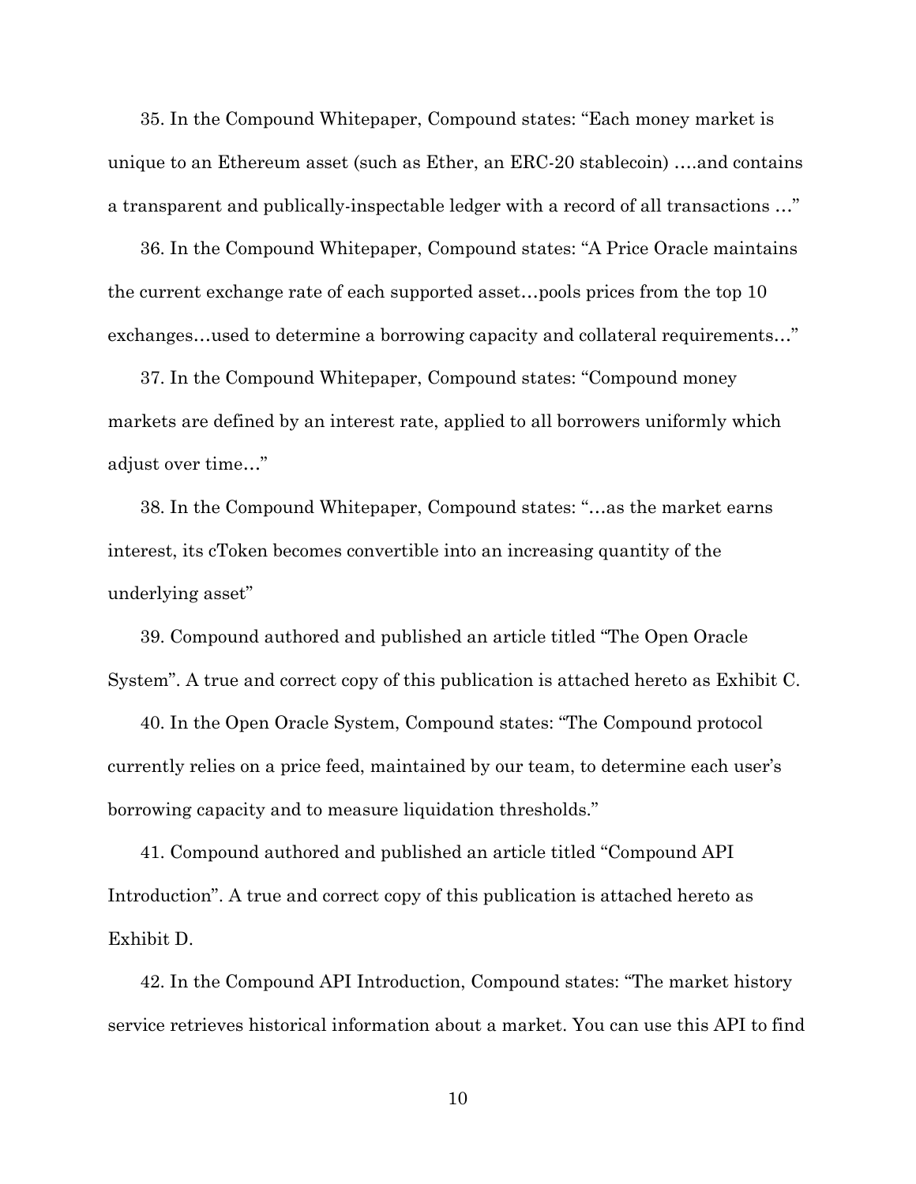35. In the Compound Whitepaper, Compound states: "Each money market is unique to an Ethereum asset (such as Ether, an ERC-20 stablecoin) ….and contains a transparent and publically-inspectable ledger with a record of all transactions …"

36. In the Compound Whitepaper, Compound states: "A Price Oracle maintains the current exchange rate of each supported asset…pools prices from the top 10 exchanges…used to determine a borrowing capacity and collateral requirements…"

37. In the Compound Whitepaper, Compound states: "Compound money markets are defined by an interest rate, applied to all borrowers uniformly which adjust over time…"

38. In the Compound Whitepaper, Compound states: "…as the market earns interest, its cToken becomes convertible into an increasing quantity of the underlying asset"

39. Compound authored and published an article titled "The Open Oracle System". A true and correct copy of this publication is attached hereto as Exhibit C.

40. In the Open Oracle System, Compound states: "The Compound protocol currently relies on a price feed, maintained by our team, to determine each user's borrowing capacity and to measure liquidation thresholds."

41. Compound authored and published an article titled "Compound API Introduction". A true and correct copy of this publication is attached hereto as Exhibit D.

42. In the Compound API Introduction, Compound states: "The market history service retrieves historical information about a market. You can use this API to find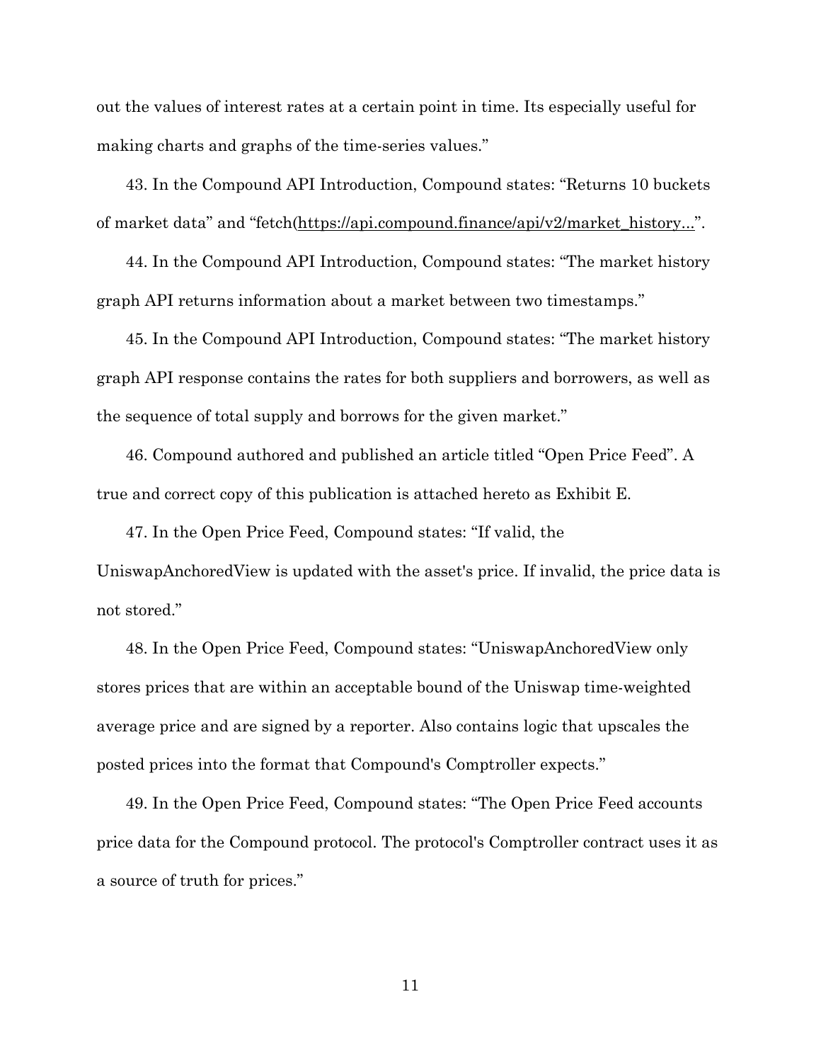out the values of interest rates at a certain point in time. Its especially useful for making charts and graphs of the time-series values."

43. In the Compound API Introduction, Compound states: "Returns 10 buckets of market data" and "fetch(https://api.compound.finance/api/v2/market_history...".

44. In the Compound API Introduction, Compound states: "The market history graph API returns information about a market between two timestamps."

45. In the Compound API Introduction, Compound states: "The market history graph API response contains the rates for both suppliers and borrowers, as well as the sequence of total supply and borrows for the given market."

46. Compound authored and published an article titled "Open Price Feed". A true and correct copy of this publication is attached hereto as Exhibit E.

47. In the Open Price Feed, Compound states: "If valid, the UniswapAnchoredView is updated with the asset's price. If invalid, the price data is not stored."

48. In the Open Price Feed, Compound states: "UniswapAnchoredView only stores prices that are within an acceptable bound of the Uniswap time-weighted average price and are signed by a reporter. Also contains logic that upscales the posted prices into the format that Compound's Comptroller expects."

49. In the Open Price Feed, Compound states: "The Open Price Feed accounts price data for the Compound protocol. The protocol's Comptroller contract uses it as a source of truth for prices."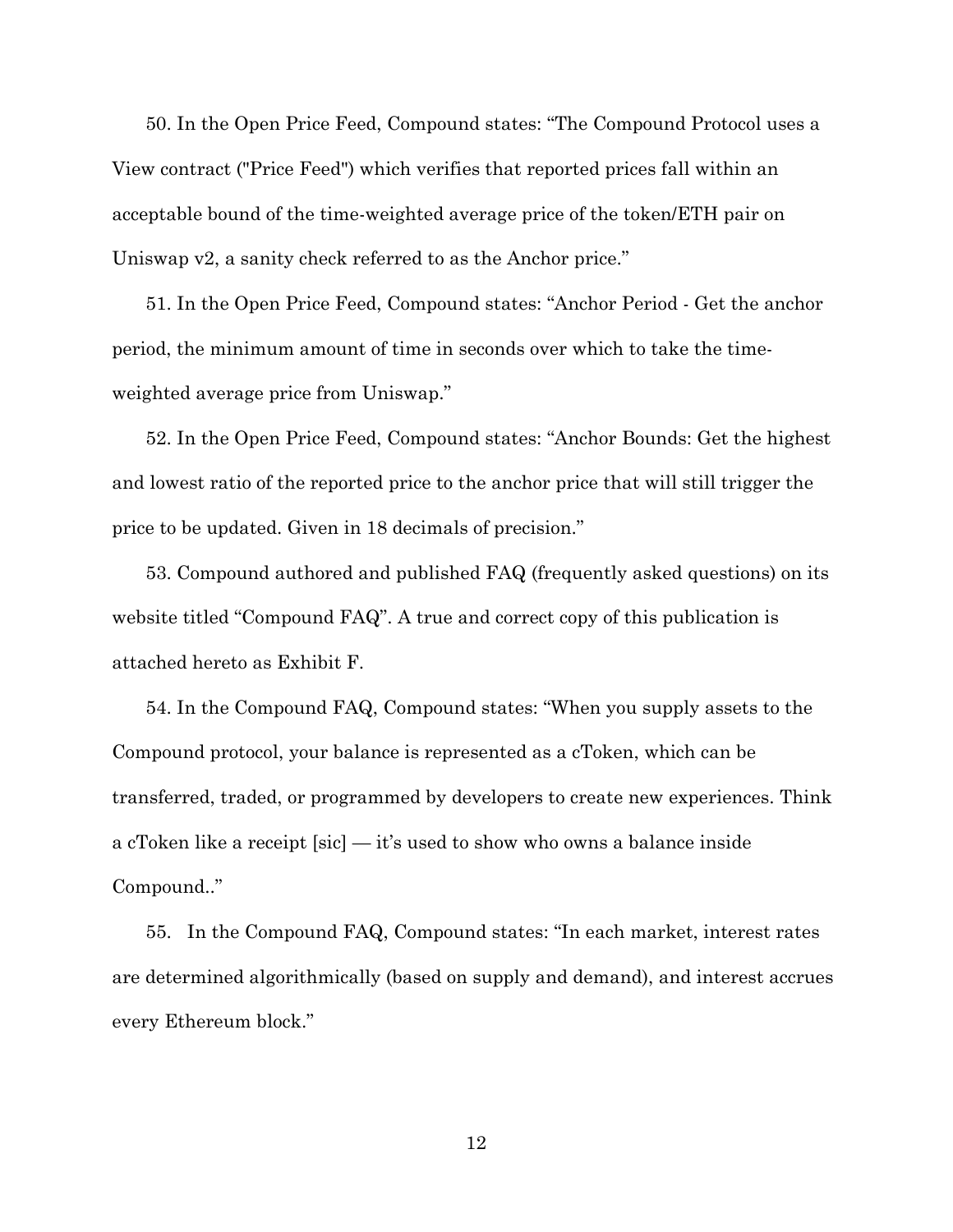50. In the Open Price Feed, Compound states: "The Compound Protocol uses a View contract ("Price Feed") which verifies that reported prices fall within an acceptable bound of the time-weighted average price of the token/ETH pair on Uniswap v2, a sanity check referred to as the Anchor price."

51. In the Open Price Feed, Compound states: "Anchor Period - Get the anchor period, the minimum amount of time in seconds over which to take the time-weighted average price from Uniswap."

52. In the Open Price Feed, Compound states: "Anchor Bounds: Get the highest and lowest ratio of the reported price to the anchor price that will still trigger the price to be updated. Given in 18 decimals of precision."

53. Compound authored and published FAQ (frequently asked questions) on its website titled "Compound FAQ". A true and correct copy of this publication is attached hereto as Exhibit F.

54. In the Compound FAQ, Compound states: "When you supply assets to the Compound protocol, your balance is represented as a cToken, which can be transferred, traded, or programmed by developers to create new experiences. Think a cToken like a receipt [sic] — it's used to show who owns a balance inside Compound.."

55. In the Compound FAQ, Compound states: "In each market, interest rates are determined algorithmically (based on supply and demand), and interest accrues every Ethereum block."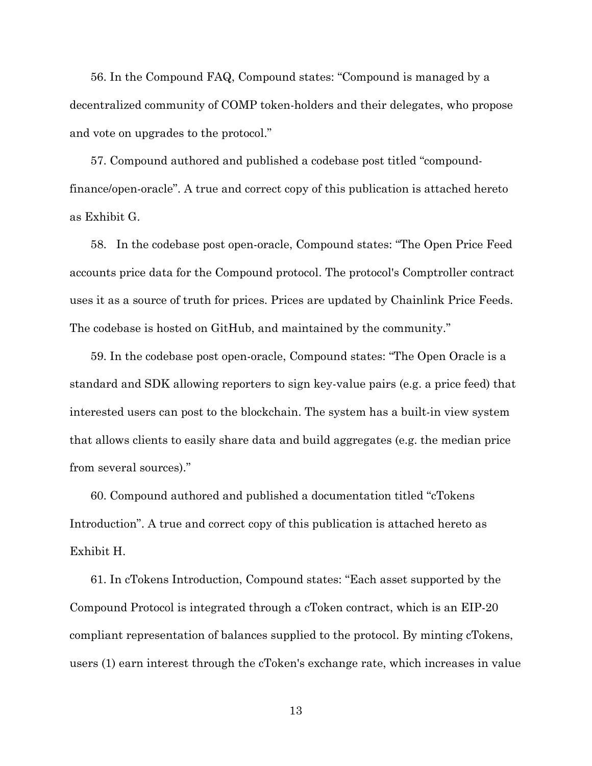56. In the Compound FAQ, Compound states: "Compound is managed by a decentralized community of COMP token-holders and their delegates, who propose and vote on upgrades to the protocol."

57. Compound authored and published a codebase post titled "compound-finance/open-oracle". A true and correct copy of this publication is attached hereto as Exhibit G.

58. In the codebase post open-oracle, Compound states: "The Open Price Feed accounts price data for the Compound protocol. The protocol's Comptroller contract uses it as a source of truth for prices. Prices are updated by Chainlink Price Feeds. The codebase is hosted on GitHub, and maintained by the community."

59. In the codebase post open-oracle, Compound states: "The Open Oracle is a standard and SDK allowing reporters to sign key-value pairs (e.g. a price feed) that interested users can post to the blockchain. The system has a built-in view system that allows clients to easily share data and build aggregates (e.g. the median price from several sources)."

60. Compound authored and published a documentation titled "cTokens Introduction". A true and correct copy of this publication is attached hereto as Exhibit H.

61. In cTokens Introduction, Compound states: "Each asset supported by the Compound Protocol is integrated through a cToken contract, which is an EIP-20 compliant representation of balances supplied to the protocol. By minting cTokens, users (1) earn interest through the cToken's exchange rate, which increases in value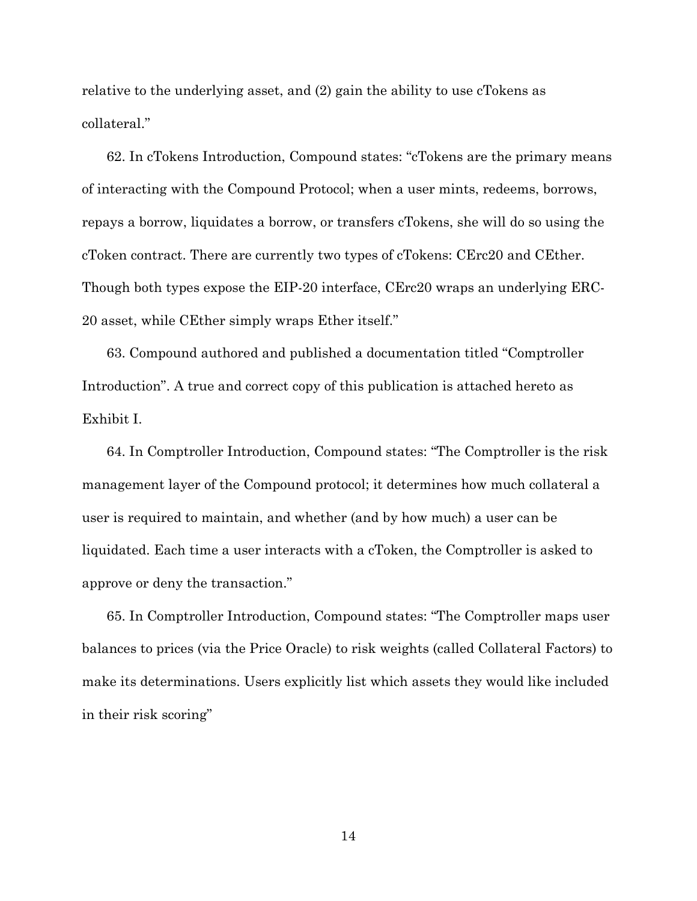relative to the underlying asset, and (2) gain the ability to use cTokens as collateral."

62. In cTokens Introduction, Compound states: "cTokens are the primary means of interacting with the Compound Protocol; when a user mints, redeems, borrows, repays a borrow, liquidates a borrow, or transfers cTokens, she will do so using the cToken contract. There are currently two types of cTokens: CErc20 and CEther. Though both types expose the EIP-20 interface, CErc20 wraps an underlying ERC-20 asset, while CEther simply wraps Ether itself."

63. Compound authored and published a documentation titled "Comptroller Introduction". A true and correct copy of this publication is attached hereto as Exhibit I.

64. In Comptroller Introduction, Compound states: "The Comptroller is the risk management layer of the Compound protocol; it determines how much collateral a user is required to maintain, and whether (and by how much) a user can be liquidated. Each time a user interacts with a cToken, the Comptroller is asked to approve or deny the transaction."

65. In Comptroller Introduction, Compound states: "The Comptroller maps user balances to prices (via the Price Oracle) to risk weights (called Collateral Factors) to make its determinations. Users explicitly list which assets they would like included in their risk scoring"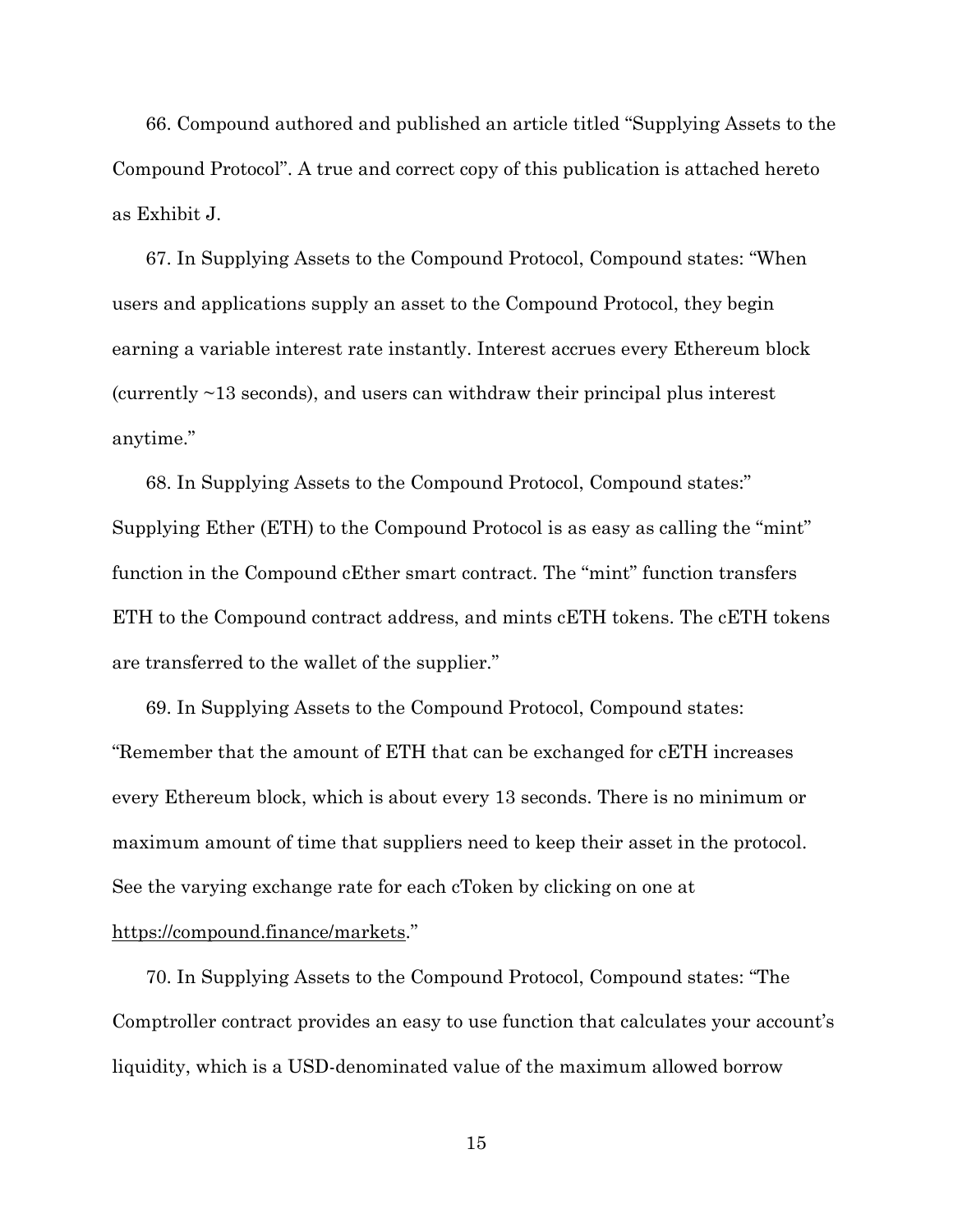66. Compound authored and published an article titled "Supplying Assets to the Compound Protocol". A true and correct copy of this publication is attached hereto as Exhibit J.

67. In Supplying Assets to the Compound Protocol, Compound states: "When users and applications supply an asset to the Compound Protocol, they begin earning a variable interest rate instantly. Interest accrues every Ethereum block (currently ~13 seconds), and users can withdraw their principal plus interest anytime."

68. In Supplying Assets to the Compound Protocol, Compound states:" Supplying Ether (ETH) to the Compound Protocol is as easy as calling the "mint" function in the Compound cEther smart contract. The "mint" function transfers ETH to the Compound contract address, and mints cETH tokens. The cETH tokens are transferred to the wallet of the supplier."

69. In Supplying Assets to the Compound Protocol, Compound states: "Remember that the amount of ETH that can be exchanged for cETH increases every Ethereum block, which is about every 13 seconds. There is no minimum or maximum amount of time that suppliers need to keep their asset in the protocol. See the varying exchange rate for each cToken by clicking on one at https://compound.finance/markets."

70. In Supplying Assets to the Compound Protocol, Compound states: "The Comptroller contract provides an easy to use function that calculates your account's liquidity, which is a USD-denominated value of the maximum allowed borrow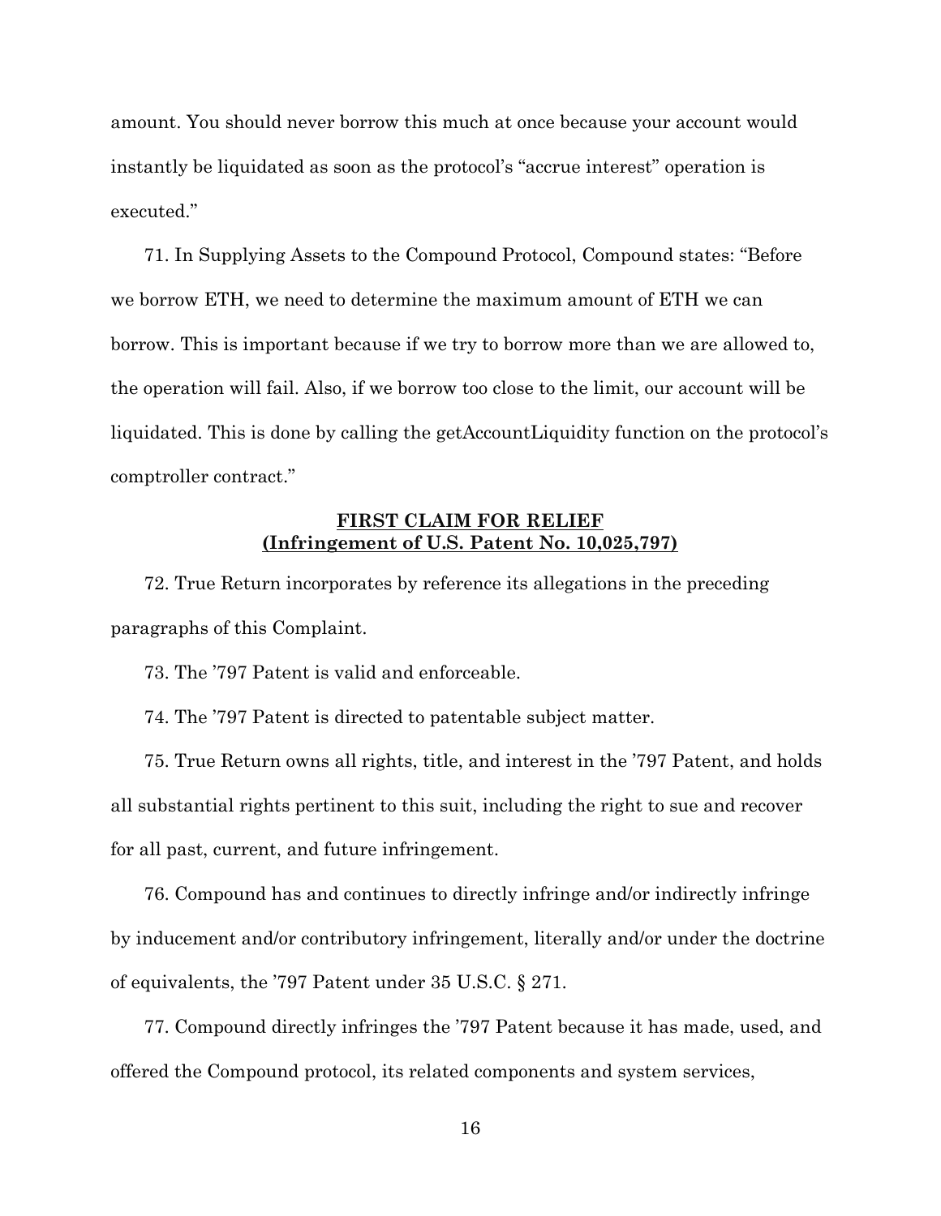amount. You should never borrow this much at once because your account would instantly be liquidated as soon as the protocol's "accrue interest" operation is executed."

71. In Supplying Assets to the Compound Protocol, Compound states: "Before we borrow ETH, we need to determine the maximum amount of ETH we can borrow. This is important because if we try to borrow more than we are allowed to, the operation will fail. Also, if we borrow too close to the limit, our account will be liquidated. This is done by calling the getAccountLiquidity function on the protocol's comptroller contract."

## FIRST CLAIM FOR RELIEF
## (Infringement of U.S. Patent No. 10,025,797)

72. True Return incorporates by reference its allegations in the preceding paragraphs of this Complaint.

73. The '797 Patent is valid and enforceable.

74. The '797 Patent is directed to patentable subject matter.

75. True Return owns all rights, title, and interest in the '797 Patent, and holds all substantial rights pertinent to this suit, including the right to sue and recover for all past, current, and future infringement.

76. Compound has and continues to directly infringe and/or indirectly infringe by inducement and/or contributory infringement, literally and/or under the doctrine of equivalents, the '797 Patent under 35 U.S.C. § 271.

77. Compound directly infringes the '797 Patent because it has made, used, and offered the Compound protocol, its related components and system services,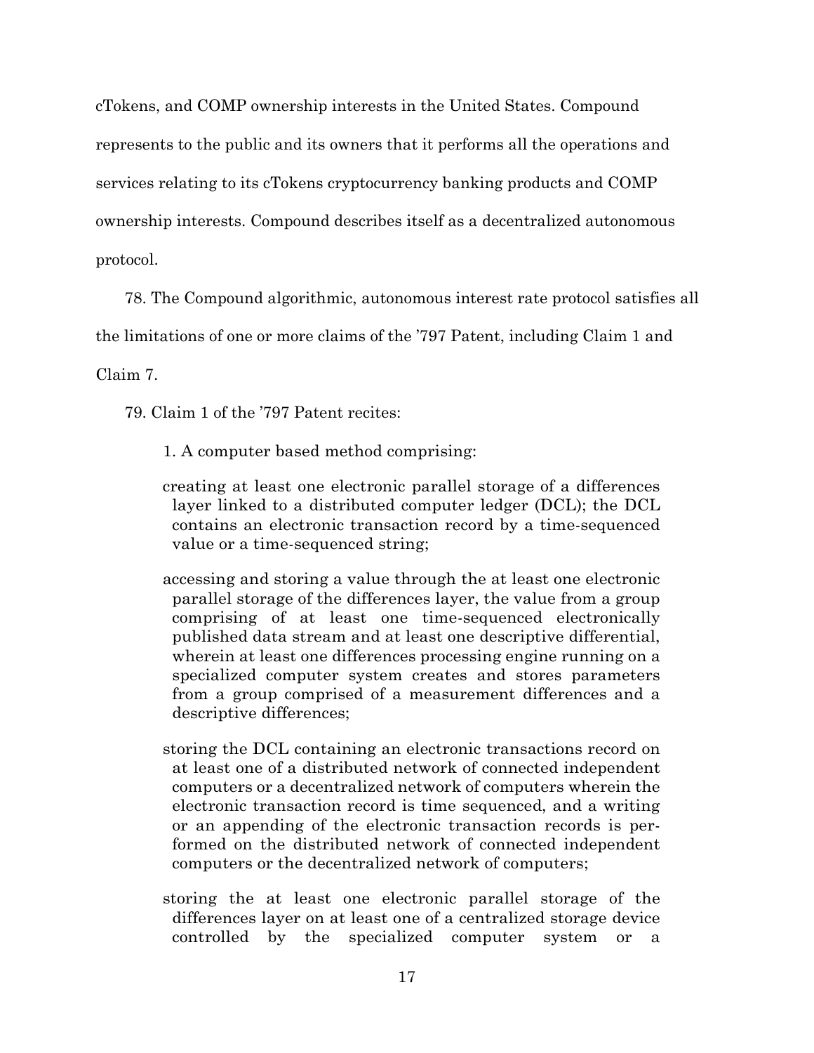cTokens, and COMP ownership interests in the United States. Compound represents to the public and its owners that it performs all the operations and services relating to its cTokens cryptocurrency banking products and COMP ownership interests. Compound describes itself as a decentralized autonomous protocol.

78. The Compound algorithmic, autonomous interest rate protocol satisfies all the limitations of one or more claims of the '797 Patent, including Claim 1 and Claim 7.

79. Claim 1 of the '797 Patent recites:

> 1. A computer based method comprising:
>
> creating at least one electronic parallel storage of a differences layer linked to a distributed computer ledger (DCL); the DCL contains an electronic transaction record by a time-sequenced value or a time-sequenced string;
>
> accessing and storing a value through the at least one electronic parallel storage of the differences layer, the value from a group comprising of at least one time-sequenced electronically published data stream and at least one descriptive differential, wherein at least one differences processing engine running on a specialized computer system creates and stores parameters from a group comprised of a measurement differences and a descriptive differences;
>
> storing the DCL containing an electronic transactions record on at least one of a distributed network of connected independent computers or a decentralized network of computers wherein the electronic transaction record is time sequenced, and a writing or an appending of the electronic transaction records is performed on the distributed network of connected independent computers or the decentralized network of computers;
>
> storing the at least one electronic parallel storage of the differences layer on at least one of a centralized storage device controlled by the specialized computer system or a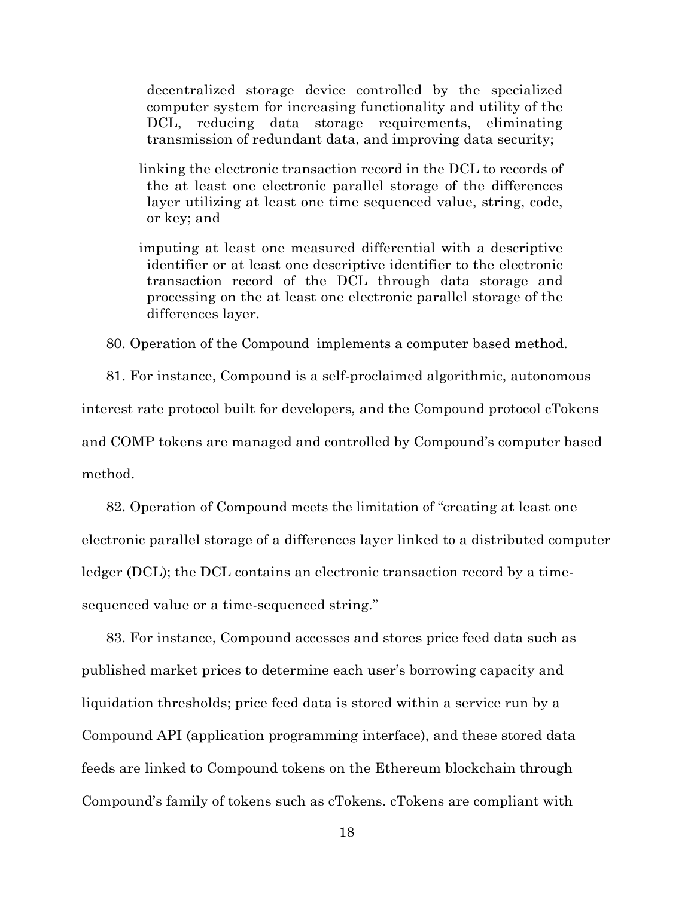decentralized storage device controlled by the specialized computer system for increasing functionality and utility of the DCL, reducing data storage requirements, eliminating transmission of redundant data, and improving data security;

linking the electronic transaction record in the DCL to records of the at least one electronic parallel storage of the differences layer utilizing at least one time sequenced value, string, code, or key; and

imputing at least one measured differential with a descriptive identifier or at least one descriptive identifier to the electronic transaction record of the DCL through data storage and processing on the at least one electronic parallel storage of the differences layer.

80. Operation of the Compound implements a computer based method.

81. For instance, Compound is a self-proclaimed algorithmic, autonomous interest rate protocol built for developers, and the Compound protocol cTokens and COMP tokens are managed and controlled by Compound's computer based method.

82. Operation of Compound meets the limitation of "creating at least one electronic parallel storage of a differences layer linked to a distributed computer ledger (DCL); the DCL contains an electronic transaction record by a time-sequenced value or a time-sequenced string."

83. For instance, Compound accesses and stores price feed data such as published market prices to determine each user's borrowing capacity and liquidation thresholds; price feed data is stored within a service run by a Compound API (application programming interface), and these stored data feeds are linked to Compound tokens on the Ethereum blockchain through Compound's family of tokens such as cTokens. cTokens are compliant with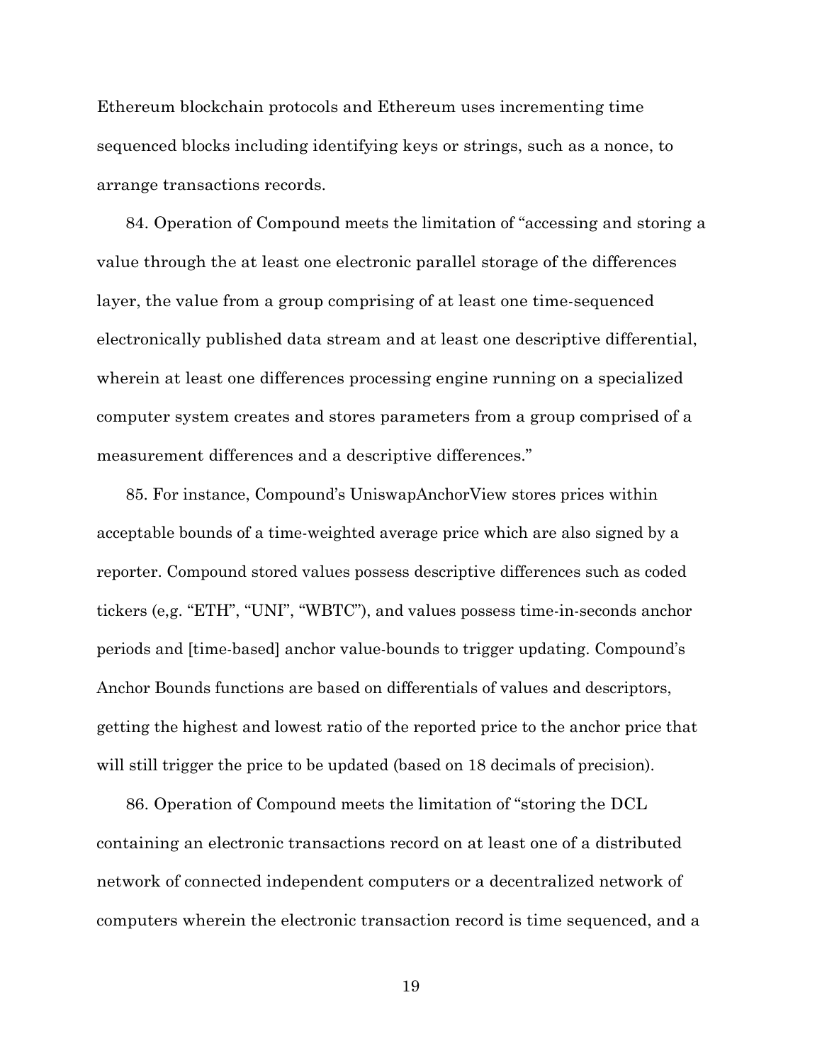Ethereum blockchain protocols and Ethereum uses incrementing time sequenced blocks including identifying keys or strings, such as a nonce, to arrange transactions records.

84. Operation of Compound meets the limitation of "accessing and storing a value through the at least one electronic parallel storage of the differences layer, the value from a group comprising of at least one time-sequenced electronically published data stream and at least one descriptive differential, wherein at least one differences processing engine running on a specialized computer system creates and stores parameters from a group comprised of a measurement differences and a descriptive differences."

85. For instance, Compound's UniswapAnchorView stores prices within acceptable bounds of a time-weighted average price which are also signed by a reporter. Compound stored values possess descriptive differences such as coded tickers (e,g. "ETH", "UNI", "WBTC"), and values possess time-in-seconds anchor periods and [time-based] anchor value-bounds to trigger updating. Compound's Anchor Bounds functions are based on differentials of values and descriptors, getting the highest and lowest ratio of the reported price to the anchor price that will still trigger the price to be updated (based on 18 decimals of precision).

86. Operation of Compound meets the limitation of "storing the DCL containing an electronic transactions record on at least one of a distributed network of connected independent computers or a decentralized network of computers wherein the electronic transaction record is time sequenced, and a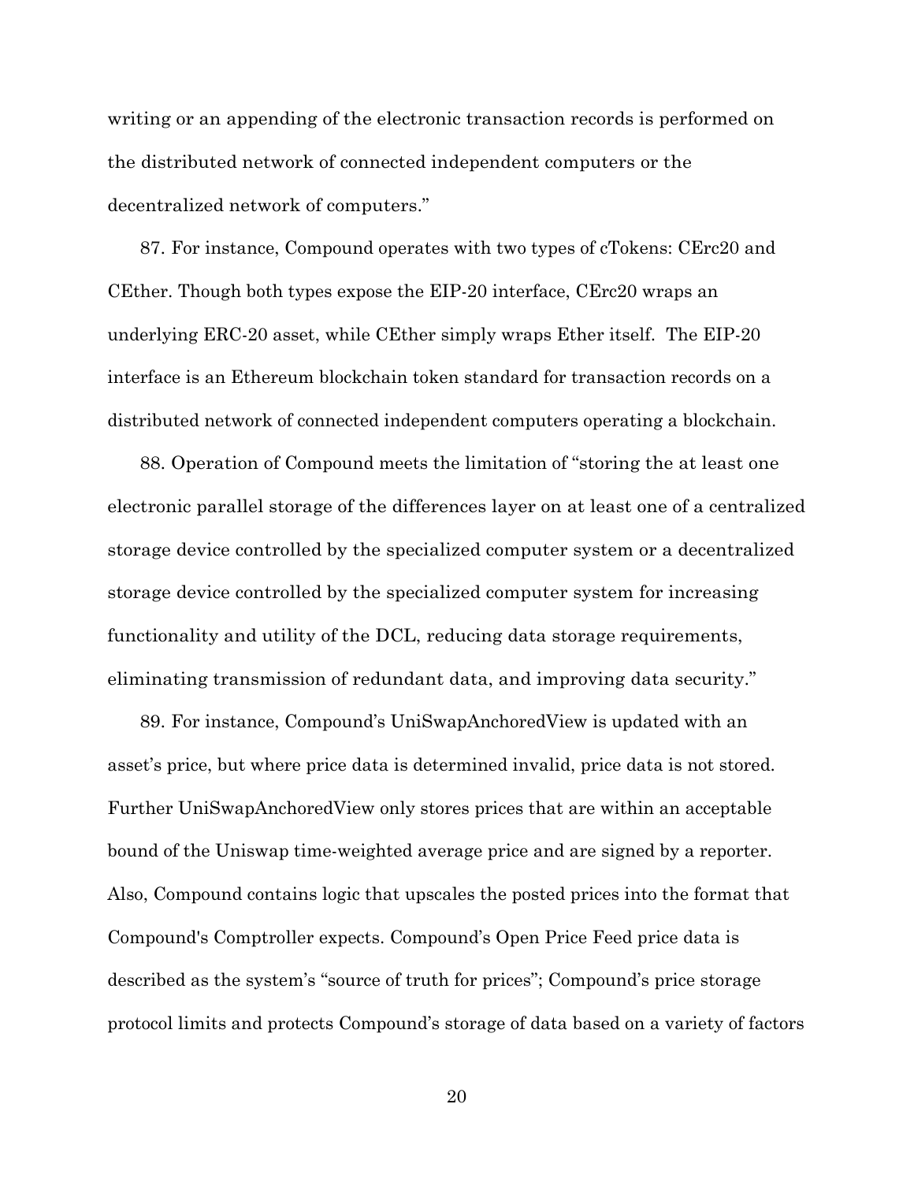writing or an appending of the electronic transaction records is performed on the distributed network of connected independent computers or the decentralized network of computers."

87. For instance, Compound operates with two types of cTokens: CErc20 and CEther. Though both types expose the EIP-20 interface, CErc20 wraps an underlying ERC-20 asset, while CEther simply wraps Ether itself. The EIP-20 interface is an Ethereum blockchain token standard for transaction records on a distributed network of connected independent computers operating a blockchain.

88. Operation of Compound meets the limitation of "storing the at least one electronic parallel storage of the differences layer on at least one of a centralized storage device controlled by the specialized computer system or a decentralized storage device controlled by the specialized computer system for increasing functionality and utility of the DCL, reducing data storage requirements, eliminating transmission of redundant data, and improving data security."

89. For instance, Compound's UniSwapAnchoredView is updated with an asset's price, but where price data is determined invalid, price data is not stored. Further UniSwapAnchoredView only stores prices that are within an acceptable bound of the Uniswap time-weighted average price and are signed by a reporter. Also, Compound contains logic that upscales the posted prices into the format that Compound's Comptroller expects. Compound's Open Price Feed price data is described as the system's "source of truth for prices"; Compound's price storage protocol limits and protects Compound's storage of data based on a variety of factors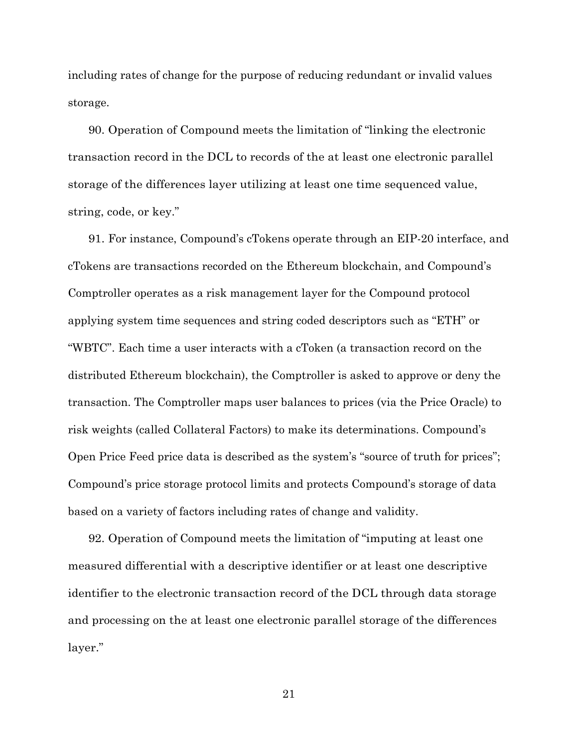including rates of change for the purpose of reducing redundant or invalid values storage.

90. Operation of Compound meets the limitation of "linking the electronic transaction record in the DCL to records of the at least one electronic parallel storage of the differences layer utilizing at least one time sequenced value, string, code, or key."

91. For instance, Compound's cTokens operate through an EIP-20 interface, and cTokens are transactions recorded on the Ethereum blockchain, and Compound's Comptroller operates as a risk management layer for the Compound protocol applying system time sequences and string coded descriptors such as "ETH" or "WBTC". Each time a user interacts with a cToken (a transaction record on the distributed Ethereum blockchain), the Comptroller is asked to approve or deny the transaction. The Comptroller maps user balances to prices (via the Price Oracle) to risk weights (called Collateral Factors) to make its determinations. Compound's Open Price Feed price data is described as the system's "source of truth for prices"; Compound's price storage protocol limits and protects Compound's storage of data based on a variety of factors including rates of change and validity.

92. Operation of Compound meets the limitation of "imputing at least one measured differential with a descriptive identifier or at least one descriptive identifier to the electronic transaction record of the DCL through data storage and processing on the at least one electronic parallel storage of the differences layer."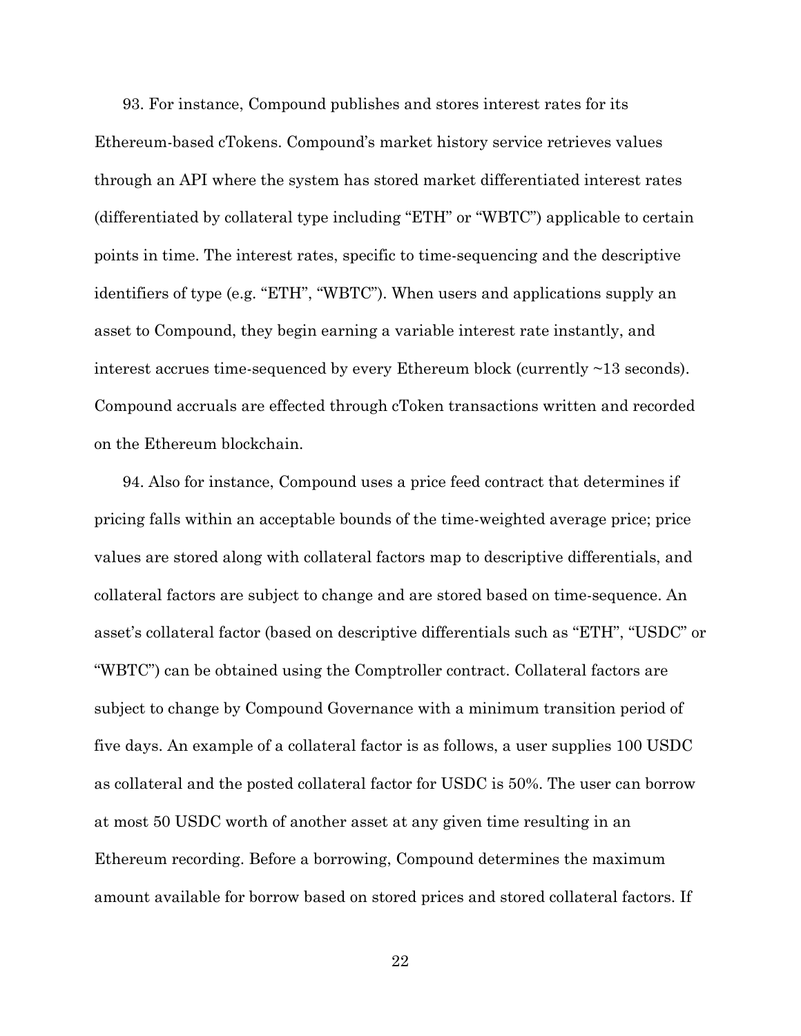93. For instance, Compound publishes and stores interest rates for its Ethereum-based cTokens. Compound's market history service retrieves values through an API where the system has stored market differentiated interest rates (differentiated by collateral type including "ETH" or "WBTC") applicable to certain points in time. The interest rates, specific to time-sequencing and the descriptive identifiers of type (e.g. "ETH", "WBTC"). When users and applications supply an asset to Compound, they begin earning a variable interest rate instantly, and interest accrues time-sequenced by every Ethereum block (currently ~13 seconds). Compound accruals are effected through cToken transactions written and recorded on the Ethereum blockchain.

94. Also for instance, Compound uses a price feed contract that determines if pricing falls within an acceptable bounds of the time-weighted average price; price values are stored along with collateral factors map to descriptive differentials, and collateral factors are subject to change and are stored based on time-sequence. An asset's collateral factor (based on descriptive differentials such as "ETH", "USDC" or "WBTC") can be obtained using the Comptroller contract. Collateral factors are subject to change by Compound Governance with a minimum transition period of five days. An example of a collateral factor is as follows, a user supplies 100 USDC as collateral and the posted collateral factor for USDC is 50%. The user can borrow at most 50 USDC worth of another asset at any given time resulting in an Ethereum recording. Before a borrowing, Compound determines the maximum amount available for borrow based on stored prices and stored collateral factors. If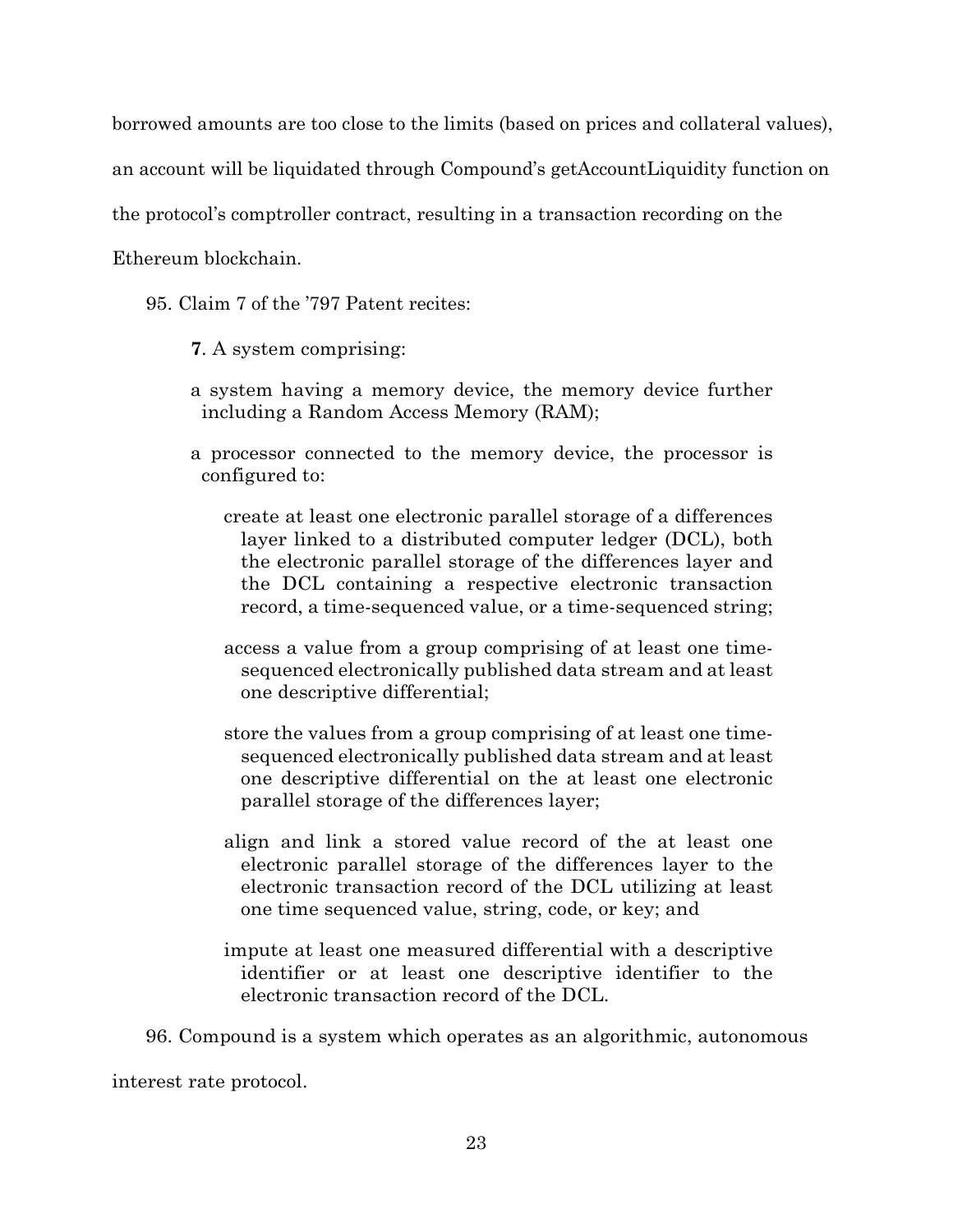borrowed amounts are too close to the limits (based on prices and collateral values), an account will be liquidated through Compound's getAccountLiquidity function on the protocol's comptroller contract, resulting in a transaction recording on the Ethereum blockchain.

95. Claim 7 of the '797 Patent recites:

> **7**. A system comprising:
>
> a system having a memory device, the memory device further including a Random Access Memory (RAM);
>
> a processor connected to the memory device, the processor is configured to:
>
> > create at least one electronic parallel storage of a differences layer linked to a distributed computer ledger (DCL), both the electronic parallel storage of the differences layer and the DCL containing a respective electronic transaction record, a time-sequenced value, or a time-sequenced string;
> >
> > access a value from a group comprising of at least one time-sequenced electronically published data stream and at least one descriptive differential;
> >
> > store the values from a group comprising of at least one time-sequenced electronically published data stream and at least one descriptive differential on the at least one electronic parallel storage of the differences layer;
> >
> > align and link a stored value record of the at least one electronic parallel storage of the differences layer to the electronic transaction record of the DCL utilizing at least one time sequenced value, string, code, or key; and
> >
> > impute at least one measured differential with a descriptive identifier or at least one descriptive identifier to the electronic transaction record of the DCL.

96. Compound is a system which operates as an algorithmic, autonomous interest rate protocol.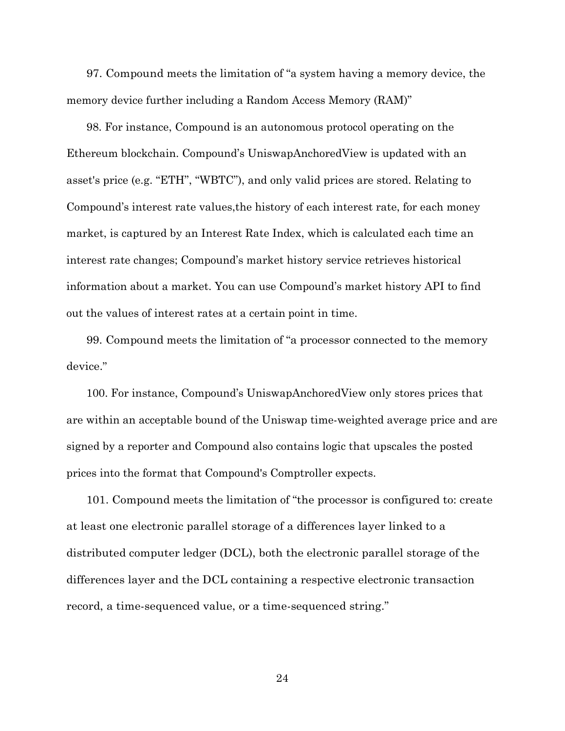97. Compound meets the limitation of “a system having a memory device, the memory device further including a Random Access Memory (RAM)”

98. For instance, Compound is an autonomous protocol operating on the Ethereum blockchain. Compound’s UniswapAnchoredView is updated with an asset's price (e.g. “ETH”, “WBTC”), and only valid prices are stored. Relating to Compound’s interest rate values,the history of each interest rate, for each money market, is captured by an Interest Rate Index, which is calculated each time an interest rate changes; Compound’s market history service retrieves historical information about a market. You can use Compound’s market history API to find out the values of interest rates at a certain point in time.

99. Compound meets the limitation of “a processor connected to the memory device.”

100. For instance, Compound’s UniswapAnchoredView only stores prices that are within an acceptable bound of the Uniswap time-weighted average price and are signed by a reporter and Compound also contains logic that upscales the posted prices into the format that Compound's Comptroller expects.

101. Compound meets the limitation of “the processor is configured to: create at least one electronic parallel storage of a differences layer linked to a distributed computer ledger (DCL), both the electronic parallel storage of the differences layer and the DCL containing a respective electronic transaction record, a time-sequenced value, or a time-sequenced string.”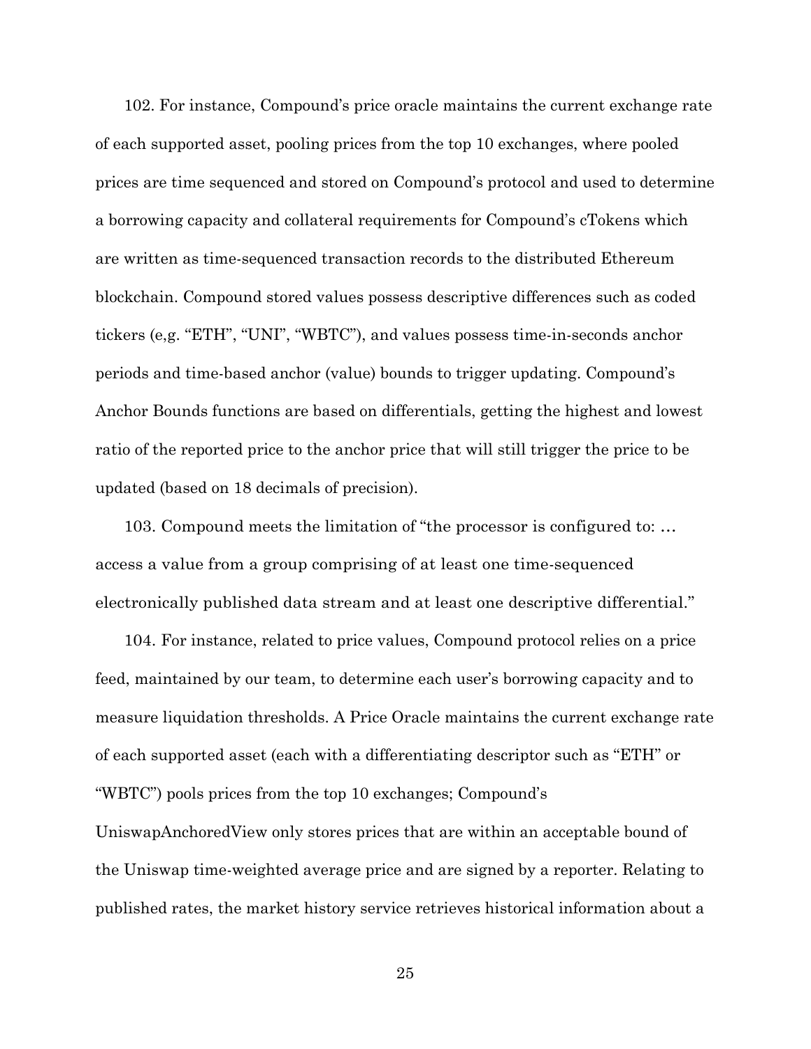102. For instance, Compound's price oracle maintains the current exchange rate of each supported asset, pooling prices from the top 10 exchanges, where pooled prices are time sequenced and stored on Compound's protocol and used to determine a borrowing capacity and collateral requirements for Compound's cTokens which are written as time-sequenced transaction records to the distributed Ethereum blockchain. Compound stored values possess descriptive differences such as coded tickers (e,g. "ETH", "UNI", "WBTC"), and values possess time-in-seconds anchor periods and time-based anchor (value) bounds to trigger updating. Compound's Anchor Bounds functions are based on differentials, getting the highest and lowest ratio of the reported price to the anchor price that will still trigger the price to be updated (based on 18 decimals of precision).

103. Compound meets the limitation of "the processor is configured to: … access a value from a group comprising of at least one time-sequenced electronically published data stream and at least one descriptive differential."

104. For instance, related to price values, Compound protocol relies on a price feed, maintained by our team, to determine each user's borrowing capacity and to measure liquidation thresholds. A Price Oracle maintains the current exchange rate of each supported asset (each with a differentiating descriptor such as "ETH" or "WBTC") pools prices from the top 10 exchanges; Compound's UniswapAnchoredView only stores prices that are within an acceptable bound of the Uniswap time-weighted average price and are signed by a reporter. Relating to published rates, the market history service retrieves historical information about a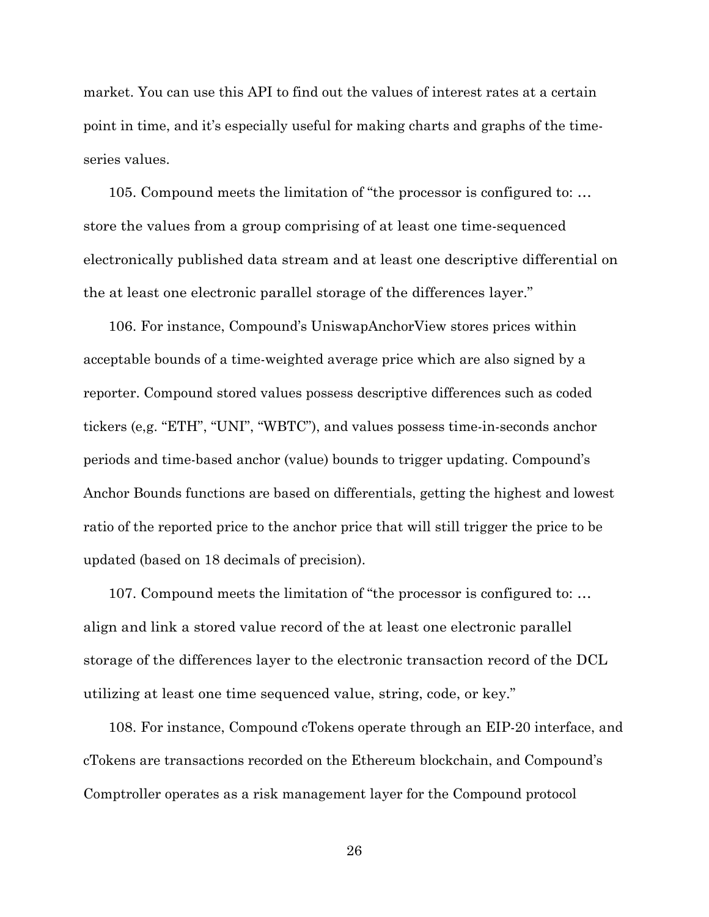market. You can use this API to find out the values of interest rates at a certain point in time, and it's especially useful for making charts and graphs of the time-series values.

105. Compound meets the limitation of "the processor is configured to: … store the values from a group comprising of at least one time-sequenced electronically published data stream and at least one descriptive differential on the at least one electronic parallel storage of the differences layer."

106. For instance, Compound's UniswapAnchorView stores prices within acceptable bounds of a time-weighted average price which are also signed by a reporter. Compound stored values possess descriptive differences such as coded tickers (e,g. "ETH", "UNI", "WBTC"), and values possess time-in-seconds anchor periods and time-based anchor (value) bounds to trigger updating. Compound's Anchor Bounds functions are based on differentials, getting the highest and lowest ratio of the reported price to the anchor price that will still trigger the price to be updated (based on 18 decimals of precision).

107. Compound meets the limitation of "the processor is configured to: … align and link a stored value record of the at least one electronic parallel storage of the differences layer to the electronic transaction record of the DCL utilizing at least one time sequenced value, string, code, or key."

108. For instance, Compound cTokens operate through an EIP-20 interface, and cTokens are transactions recorded on the Ethereum blockchain, and Compound's Comptroller operates as a risk management layer for the Compound protocol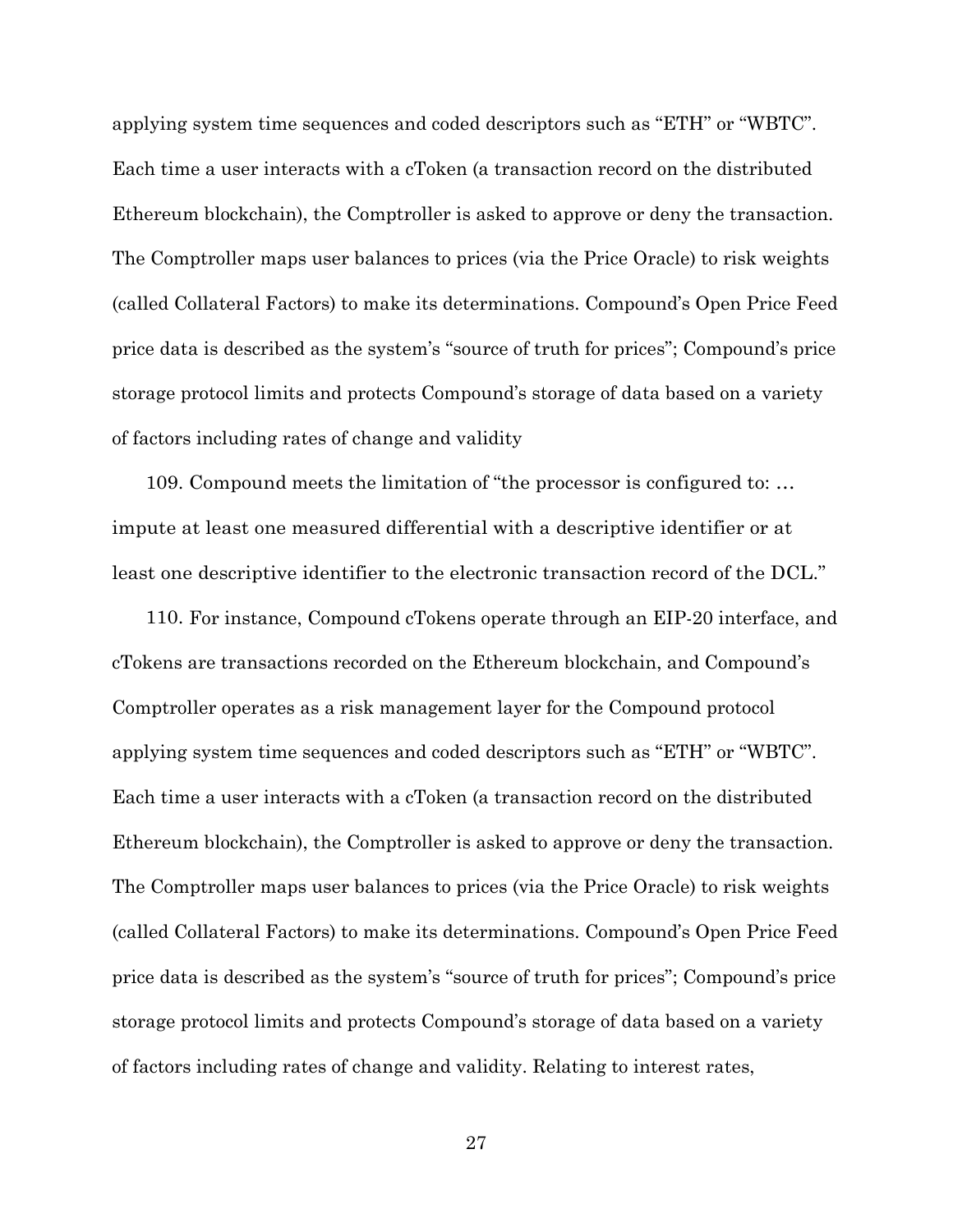applying system time sequences and coded descriptors such as "ETH" or "WBTC". Each time a user interacts with a cToken (a transaction record on the distributed Ethereum blockchain), the Comptroller is asked to approve or deny the transaction. The Comptroller maps user balances to prices (via the Price Oracle) to risk weights (called Collateral Factors) to make its determinations. Compound's Open Price Feed price data is described as the system's "source of truth for prices"; Compound's price storage protocol limits and protects Compound's storage of data based on a variety of factors including rates of change and validity

109. Compound meets the limitation of "the processor is configured to: … impute at least one measured differential with a descriptive identifier or at least one descriptive identifier to the electronic transaction record of the DCL."

110. For instance, Compound cTokens operate through an EIP-20 interface, and cTokens are transactions recorded on the Ethereum blockchain, and Compound's Comptroller operates as a risk management layer for the Compound protocol applying system time sequences and coded descriptors such as "ETH" or "WBTC". Each time a user interacts with a cToken (a transaction record on the distributed Ethereum blockchain), the Comptroller is asked to approve or deny the transaction. The Comptroller maps user balances to prices (via the Price Oracle) to risk weights (called Collateral Factors) to make its determinations. Compound's Open Price Feed price data is described as the system's "source of truth for prices"; Compound's price storage protocol limits and protects Compound's storage of data based on a variety of factors including rates of change and validity. Relating to interest rates,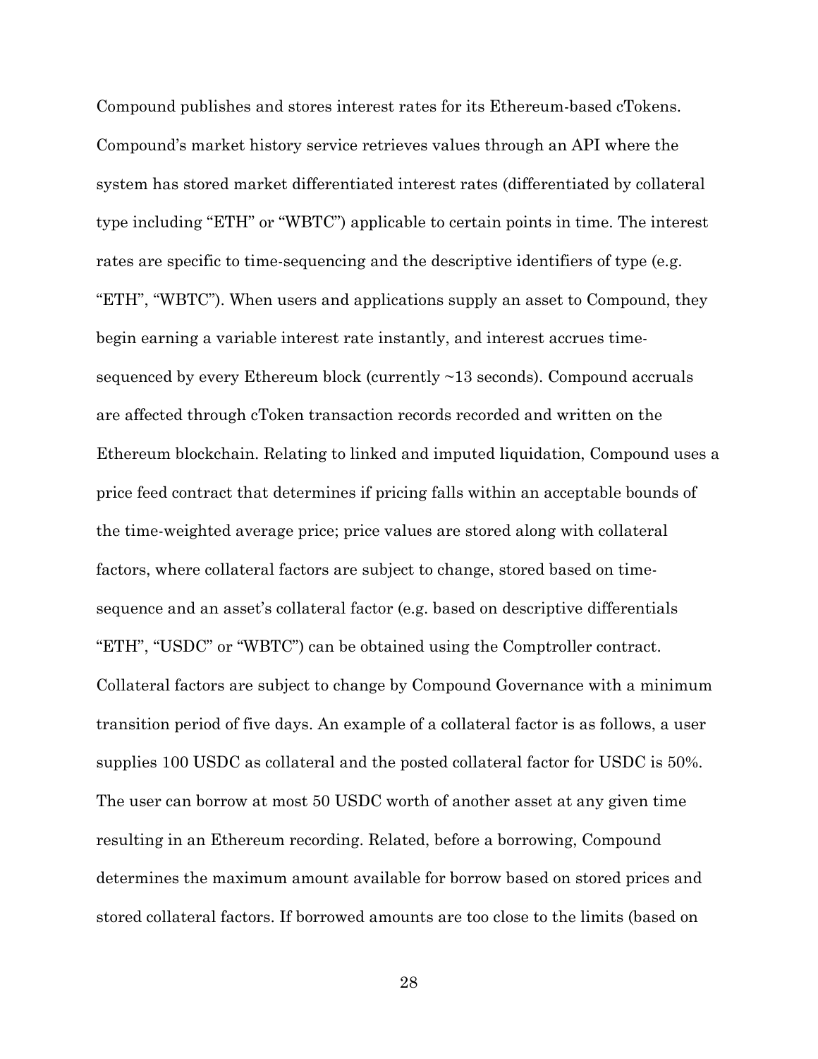Compound publishes and stores interest rates for its Ethereum-based cTokens. Compound's market history service retrieves values through an API where the system has stored market differentiated interest rates (differentiated by collateral type including "ETH" or "WBTC") applicable to certain points in time. The interest rates are specific to time-sequencing and the descriptive identifiers of type (e.g. "ETH", "WBTC"). When users and applications supply an asset to Compound, they begin earning a variable interest rate instantly, and interest accrues time-sequenced by every Ethereum block (currently ~13 seconds). Compound accruals are affected through cToken transaction records recorded and written on the Ethereum blockchain. Relating to linked and imputed liquidation, Compound uses a price feed contract that determines if pricing falls within an acceptable bounds of the time-weighted average price; price values are stored along with collateral factors, where collateral factors are subject to change, stored based on time-sequence and an asset's collateral factor (e.g. based on descriptive differentials "ETH", "USDC" or "WBTC") can be obtained using the Comptroller contract. Collateral factors are subject to change by Compound Governance with a minimum transition period of five days. An example of a collateral factor is as follows, a user supplies 100 USDC as collateral and the posted collateral factor for USDC is 50%. The user can borrow at most 50 USDC worth of another asset at any given time resulting in an Ethereum recording. Related, before a borrowing, Compound determines the maximum amount available for borrow based on stored prices and stored collateral factors. If borrowed amounts are too close to the limits (based on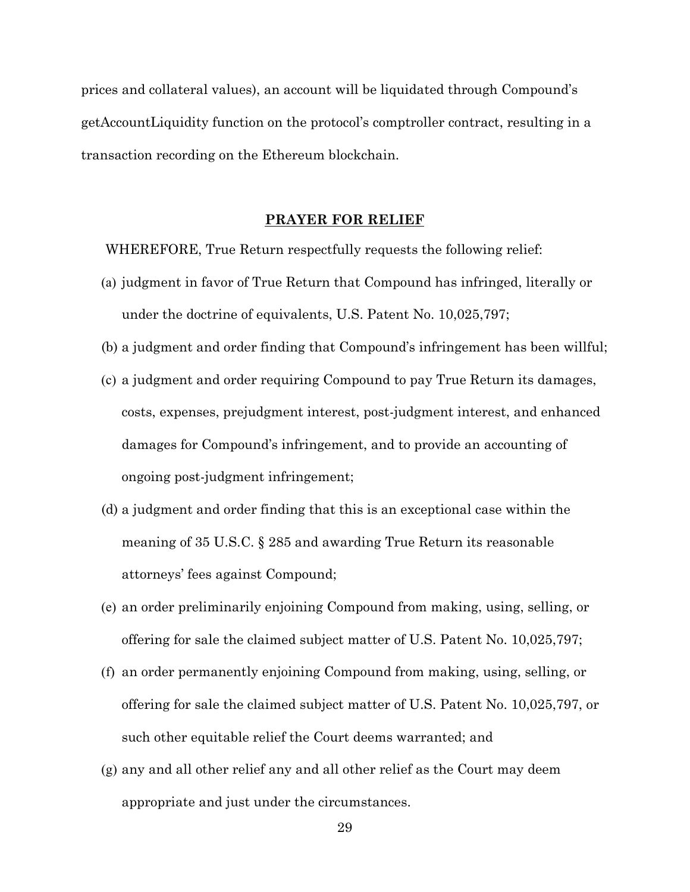prices and collateral values), an account will be liquidated through Compound's getAccountLiquidity function on the protocol's comptroller contract, resulting in a transaction recording on the Ethereum blockchain.

## PRAYER FOR RELIEF

WHEREFORE, True Return respectfully requests the following relief:

(a) judgment in favor of True Return that Compound has infringed, literally or under the doctrine of equivalents, U.S. Patent No. 10,025,797;

(b) a judgment and order finding that Compound's infringement has been willful;

(c) a judgment and order requiring Compound to pay True Return its damages, costs, expenses, prejudgment interest, post-judgment interest, and enhanced damages for Compound's infringement, and to provide an accounting of ongoing post-judgment infringement;

(d) a judgment and order finding that this is an exceptional case within the meaning of 35 U.S.C. § 285 and awarding True Return its reasonable attorneys' fees against Compound;

(e) an order preliminarily enjoining Compound from making, using, selling, or offering for sale the claimed subject matter of U.S. Patent No. 10,025,797;

(f) an order permanently enjoining Compound from making, using, selling, or offering for sale the claimed subject matter of U.S. Patent No. 10,025,797, or such other equitable relief the Court deems warranted; and

(g) any and all other relief any and all other relief as the Court may deem appropriate and just under the circumstances.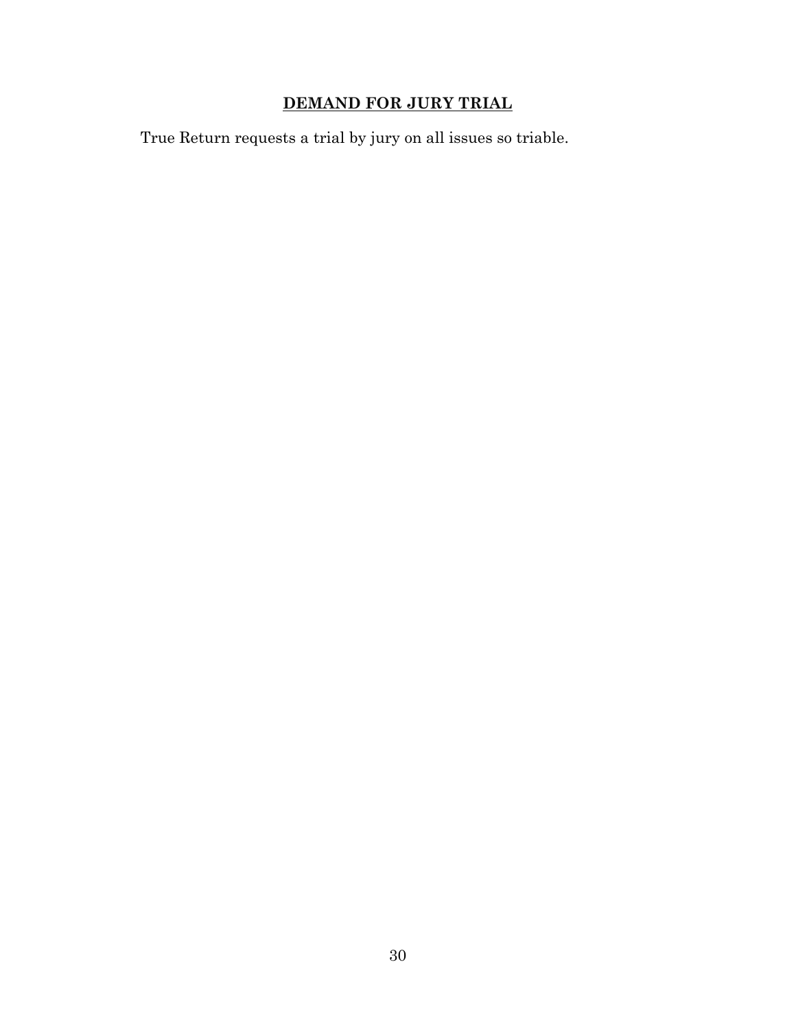## **DEMAND FOR JURY TRIAL**

True Return requests a trial by jury on all issues so triable.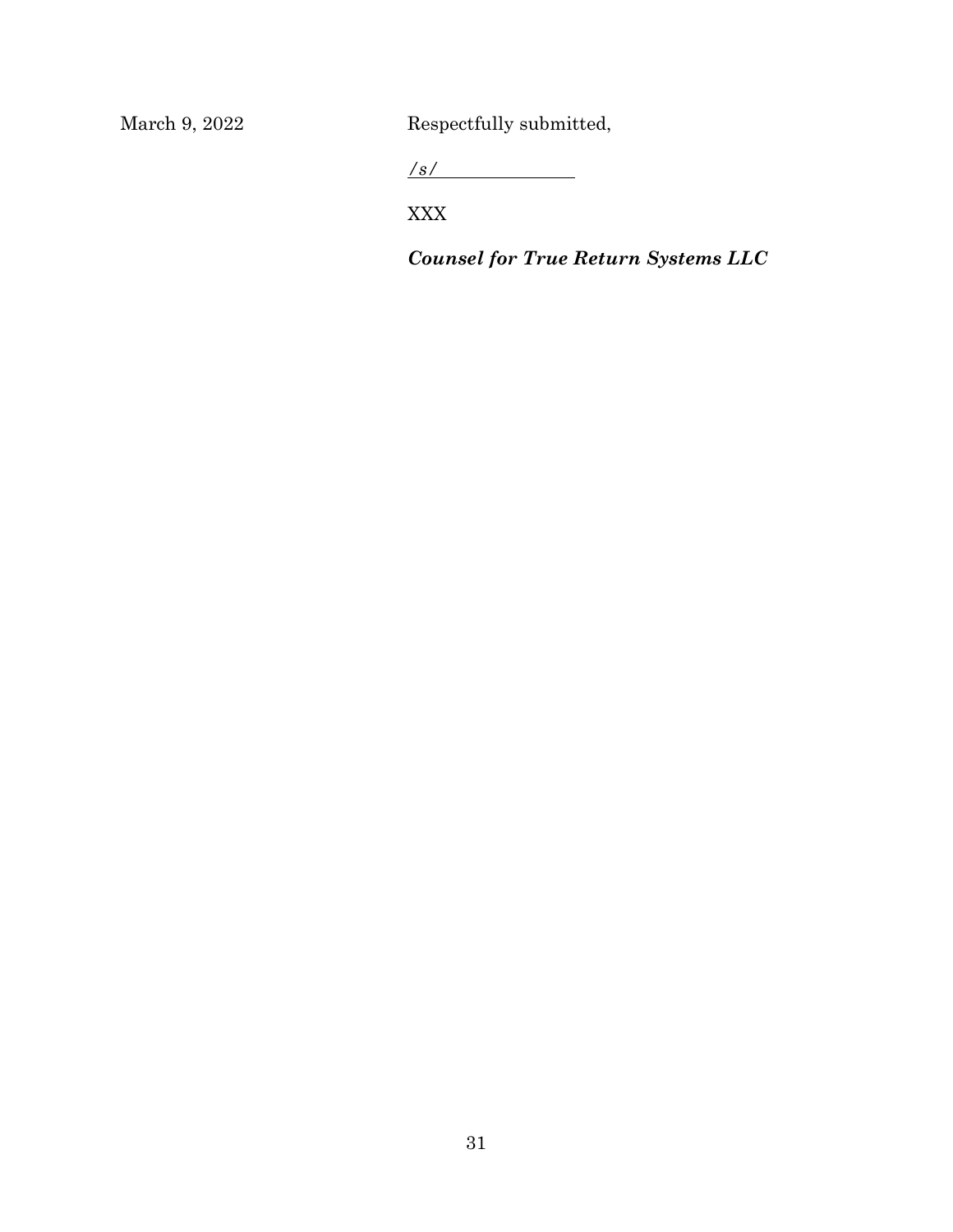March 9, 2022

Respectfully submitted,

*/s/*

XXX

***Counsel for True Return Systems LLC***